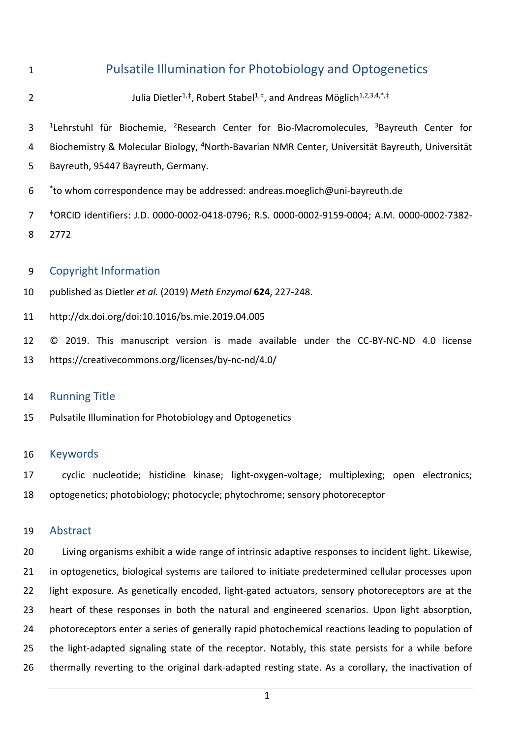# Pulsatile Illumination for Photobiology and Optogenetics

Julia Dietler[1,‡], Robert Stabel[1,‡], and Andreas Möglich[1,2,3,4,*,‡]

[1]Lehrstuhl für Biochemie, [2]Research Center for Bio-Macromolecules, [3]Bayreuth Center for Biochemistry & Molecular Biology, [4]North-Bavarian NMR Center, Universität Bayreuth, Universität Bayreuth, 95447 Bayreuth, Germany.

[*]to whom correspondence may be addressed: andreas.moeglich@uni-bayreuth.de

[‡]ORCID identifiers: J.D. 0000-0002-0418-0796; R.S. 0000-0002-9159-0004; A.M. 0000-0002-7382-2772

## Copyright Information

published as Dietler *et al.* (2019) *Meth Enzymol* **624**, 227-248.

http://dx.doi.org/doi:10.1016/bs.mie.2019.04.005

© 2019. This manuscript version is made available under the CC-BY-NC-ND 4.0 license https://creativecommons.org/licenses/by-nc-nd/4.0/

## Running Title

Pulsatile Illumination for Photobiology and Optogenetics

## Keywords

cyclic nucleotide; histidine kinase; light-oxygen-voltage; multiplexing; open electronics; optogenetics; photobiology; photocycle; phytochrome; sensory photoreceptor

## Abstract

Living organisms exhibit a wide range of intrinsic adaptive responses to incident light. Likewise, in optogenetics, biological systems are tailored to initiate predetermined cellular processes upon light exposure. As genetically encoded, light-gated actuators, sensory photoreceptors are at the heart of these responses in both the natural and engineered scenarios. Upon light absorption, photoreceptors enter a series of generally rapid photochemical reactions leading to population of the light-adapted signaling state of the receptor. Notably, this state persists for a while before thermally reverting to the original dark-adapted resting state. As a corollary, the inactivation of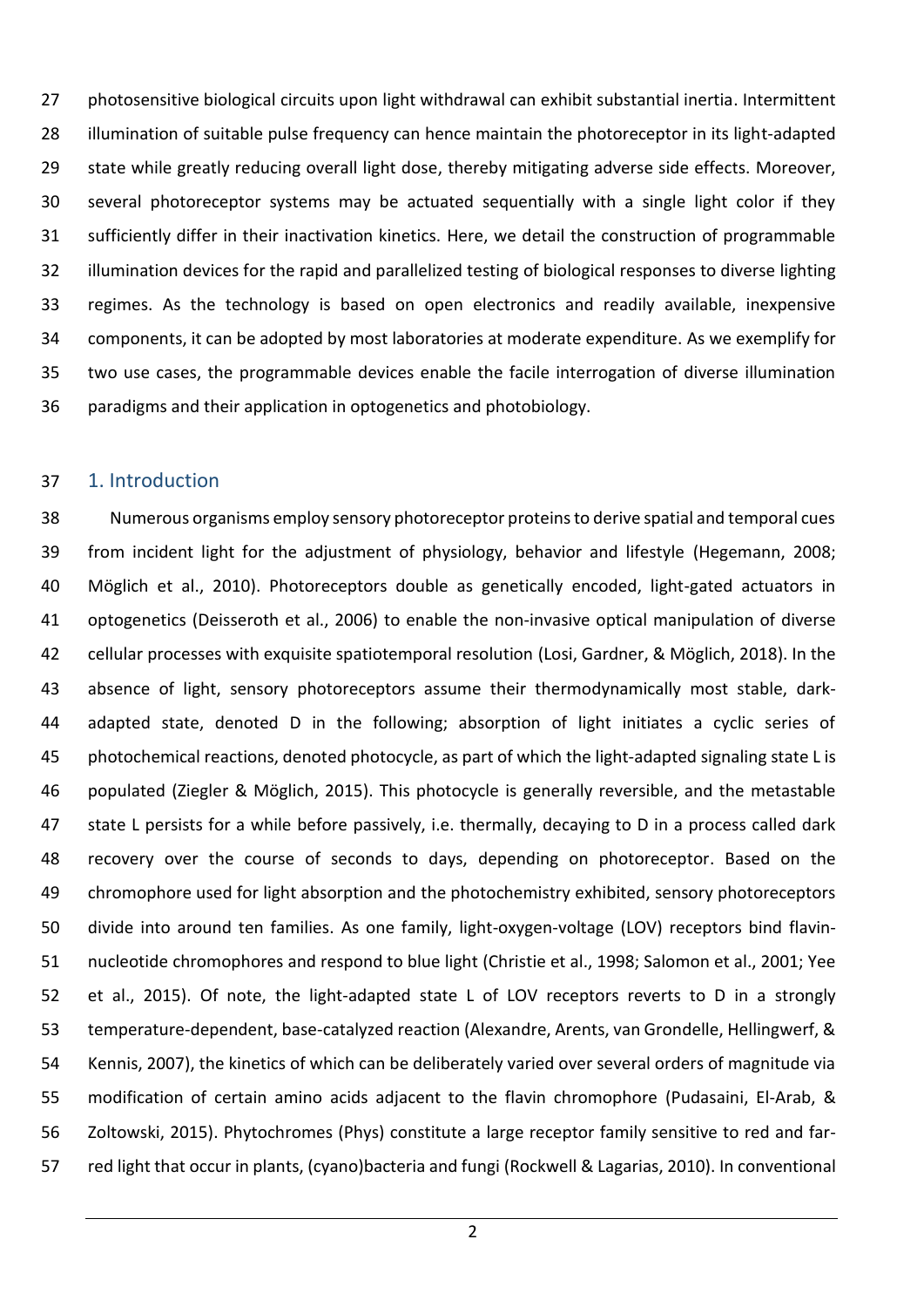photosensitive biological circuits upon light withdrawal can exhibit substantial inertia. Intermittent illumination of suitable pulse frequency can hence maintain the photoreceptor in its light-adapted state while greatly reducing overall light dose, thereby mitigating adverse side effects. Moreover, several photoreceptor systems may be actuated sequentially with a single light color if they sufficiently differ in their inactivation kinetics. Here, we detail the construction of programmable illumination devices for the rapid and parallelized testing of biological responses to diverse lighting regimes. As the technology is based on open electronics and readily available, inexpensive components, it can be adopted by most laboratories at moderate expenditure. As we exemplify for two use cases, the programmable devices enable the facile interrogation of diverse illumination paradigms and their application in optogenetics and photobiology.

## 1. Introduction

Numerous organisms employ sensory photoreceptor proteins to derive spatial and temporal cues from incident light for the adjustment of physiology, behavior and lifestyle (Hegemann, 2008; Möglich et al., 2010). Photoreceptors double as genetically encoded, light-gated actuators in optogenetics (Deisseroth et al., 2006) to enable the non-invasive optical manipulation of diverse cellular processes with exquisite spatiotemporal resolution (Losi, Gardner, & Möglich, 2018). In the absence of light, sensory photoreceptors assume their thermodynamically most stable, dark-adapted state, denoted D in the following; absorption of light initiates a cyclic series of photochemical reactions, denoted photocycle, as part of which the light-adapted signaling state L is populated (Ziegler & Möglich, 2015). This photocycle is generally reversible, and the metastable state L persists for a while before passively, i.e. thermally, decaying to D in a process called dark recovery over the course of seconds to days, depending on photoreceptor. Based on the chromophore used for light absorption and the photochemistry exhibited, sensory photoreceptors divide into around ten families. As one family, light-oxygen-voltage (LOV) receptors bind flavin-nucleotide chromophores and respond to blue light (Christie et al., 1998; Salomon et al., 2001; Yee et al., 2015). Of note, the light-adapted state L of LOV receptors reverts to D in a strongly temperature-dependent, base-catalyzed reaction (Alexandre, Arents, van Grondelle, Hellingwerf, & Kennis, 2007), the kinetics of which can be deliberately varied over several orders of magnitude via modification of certain amino acids adjacent to the flavin chromophore (Pudasaini, El-Arab, & Zoltowski, 2015). Phytochromes (Phys) constitute a large receptor family sensitive to red and far-red light that occur in plants, (cyano)bacteria and fungi (Rockwell & Lagarias, 2010). In conventional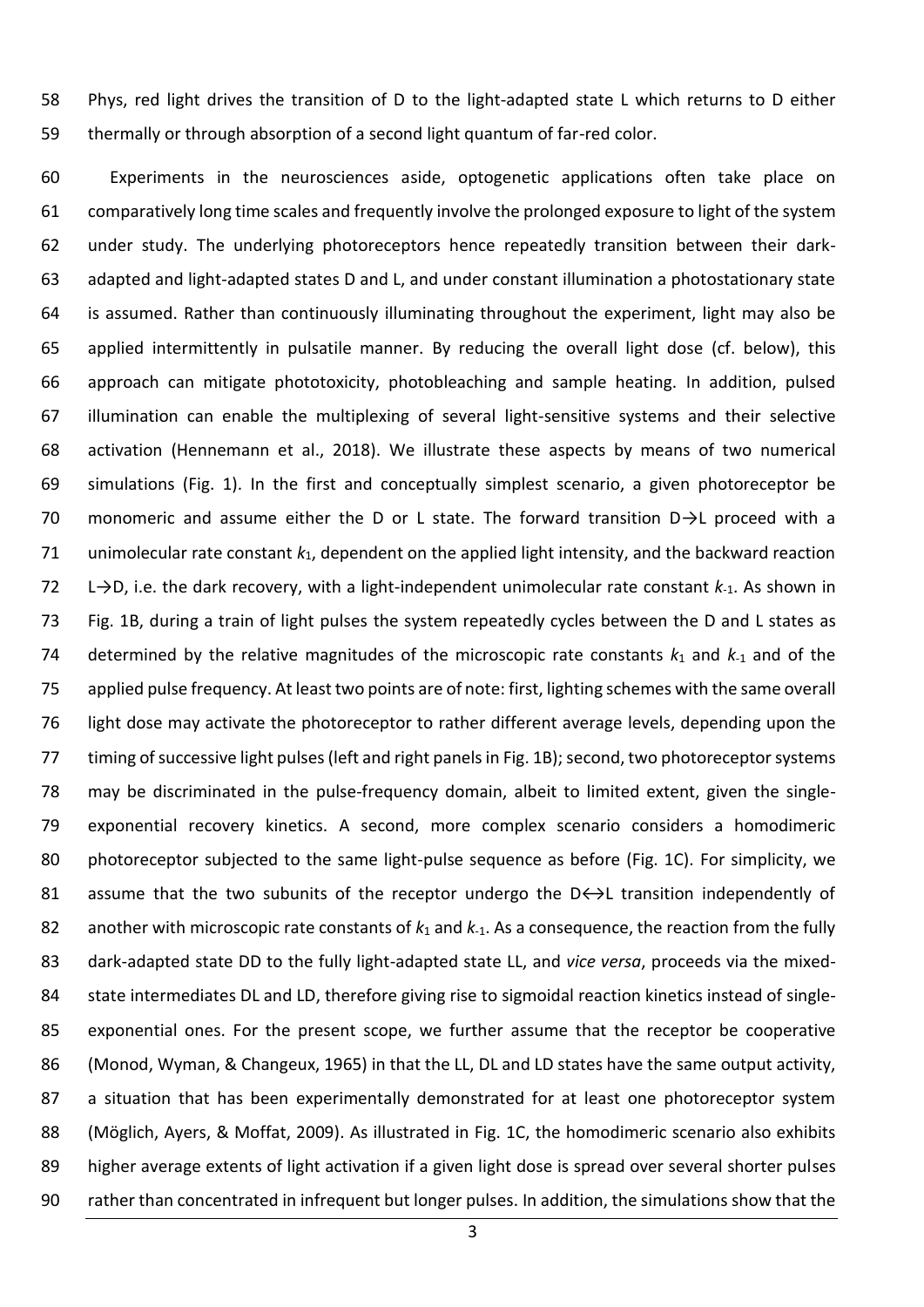Phys, red light drives the transition of D to the light-adapted state L which returns to D either thermally or through absorption of a second light quantum of far-red color.

Experiments in the neurosciences aside, optogenetic applications often take place on comparatively long time scales and frequently involve the prolonged exposure to light of the system under study. The underlying photoreceptors hence repeatedly transition between their dark-adapted and light-adapted states D and L, and under constant illumination a photostationary state is assumed. Rather than continuously illuminating throughout the experiment, light may also be applied intermittently in pulsatile manner. By reducing the overall light dose (cf. below), this approach can mitigate phototoxicity, photobleaching and sample heating. In addition, pulsed illumination can enable the multiplexing of several light-sensitive systems and their selective activation (Hennemann et al., 2018). We illustrate these aspects by means of two numerical simulations (Fig. 1). In the first and conceptually simplest scenario, a given photoreceptor be monomeric and assume either the D or L state. The forward transition D→L proceed with a unimolecular rate constant $k_1$, dependent on the applied light intensity, and the backward reaction L→D, i.e. the dark recovery, with a light-independent unimolecular rate constant $k_{-1}$. As shown in Fig. 1B, during a train of light pulses the system repeatedly cycles between the D and L states as determined by the relative magnitudes of the microscopic rate constants $k_1$ and $k_{-1}$ and of the applied pulse frequency. At least two points are of note: first, lighting schemes with the same overall light dose may activate the photoreceptor to rather different average levels, depending upon the timing of successive light pulses (left and right panels in Fig. 1B); second, two photoreceptor systems may be discriminated in the pulse-frequency domain, albeit to limited extent, given the single-exponential recovery kinetics. A second, more complex scenario considers a homodimeric photoreceptor subjected to the same light-pulse sequence as before (Fig. 1C). For simplicity, we assume that the two subunits of the receptor undergo the D↔L transition independently of another with microscopic rate constants of $k_1$ and $k_{-1}$. As a consequence, the reaction from the fully dark-adapted state DD to the fully light-adapted state LL, and *vice versa*, proceeds via the mixed-state intermediates DL and LD, therefore giving rise to sigmoidal reaction kinetics instead of single-exponential ones. For the present scope, we further assume that the receptor be cooperative (Monod, Wyman, & Changeux, 1965) in that the LL, DL and LD states have the same output activity, a situation that has been experimentally demonstrated for at least one photoreceptor system (Möglich, Ayers, & Moffat, 2009). As illustrated in Fig. 1C, the homodimeric scenario also exhibits higher average extents of light activation if a given light dose is spread over several shorter pulses rather than concentrated in infrequent but longer pulses. In addition, the simulations show that the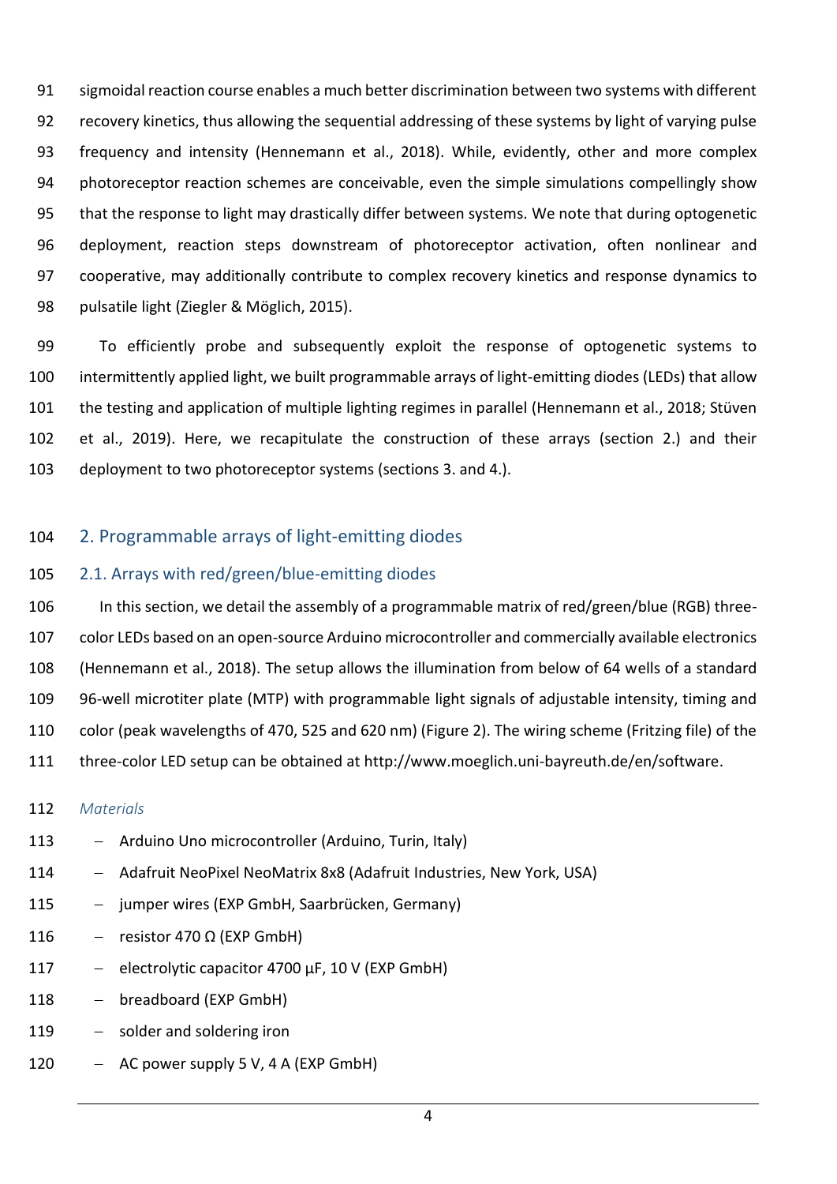sigmoidal reaction course enables a much better discrimination between two systems with different recovery kinetics, thus allowing the sequential addressing of these systems by light of varying pulse frequency and intensity (Hennemann et al., 2018). While, evidently, other and more complex photoreceptor reaction schemes are conceivable, even the simple simulations compellingly show that the response to light may drastically differ between systems. We note that during optogenetic deployment, reaction steps downstream of photoreceptor activation, often nonlinear and cooperative, may additionally contribute to complex recovery kinetics and response dynamics to pulsatile light (Ziegler & Möglich, 2015).

To efficiently probe and subsequently exploit the response of optogenetic systems to intermittently applied light, we built programmable arrays of light-emitting diodes (LEDs) that allow the testing and application of multiple lighting regimes in parallel (Hennemann et al., 2018; Stüven et al., 2019). Here, we recapitulate the construction of these arrays (section 2.) and their deployment to two photoreceptor systems (sections 3. and 4.).

## 2. Programmable arrays of light-emitting diodes

### 2.1. Arrays with red/green/blue-emitting diodes

In this section, we detail the assembly of a programmable matrix of red/green/blue (RGB) three-color LEDs based on an open-source Arduino microcontroller and commercially available electronics (Hennemann et al., 2018). The setup allows the illumination from below of 64 wells of a standard 96-well microtiter plate (MTP) with programmable light signals of adjustable intensity, timing and color (peak wavelengths of 470, 525 and 620 nm) (Figure 2). The wiring scheme (Fritzing file) of the three-color LED setup can be obtained at http://www.moeglich.uni-bayreuth.de/en/software.

*Materials*

- Arduino Uno microcontroller (Arduino, Turin, Italy)
- Adafruit NeoPixel NeoMatrix 8x8 (Adafruit Industries, New York, USA)
- jumper wires (EXP GmbH, Saarbrücken, Germany)
- resistor 470 Ω (EXP GmbH)
- electrolytic capacitor 4700 µF, 10 V (EXP GmbH)
- breadboard (EXP GmbH)
- solder and soldering iron
- AC power supply 5 V, 4 A (EXP GmbH)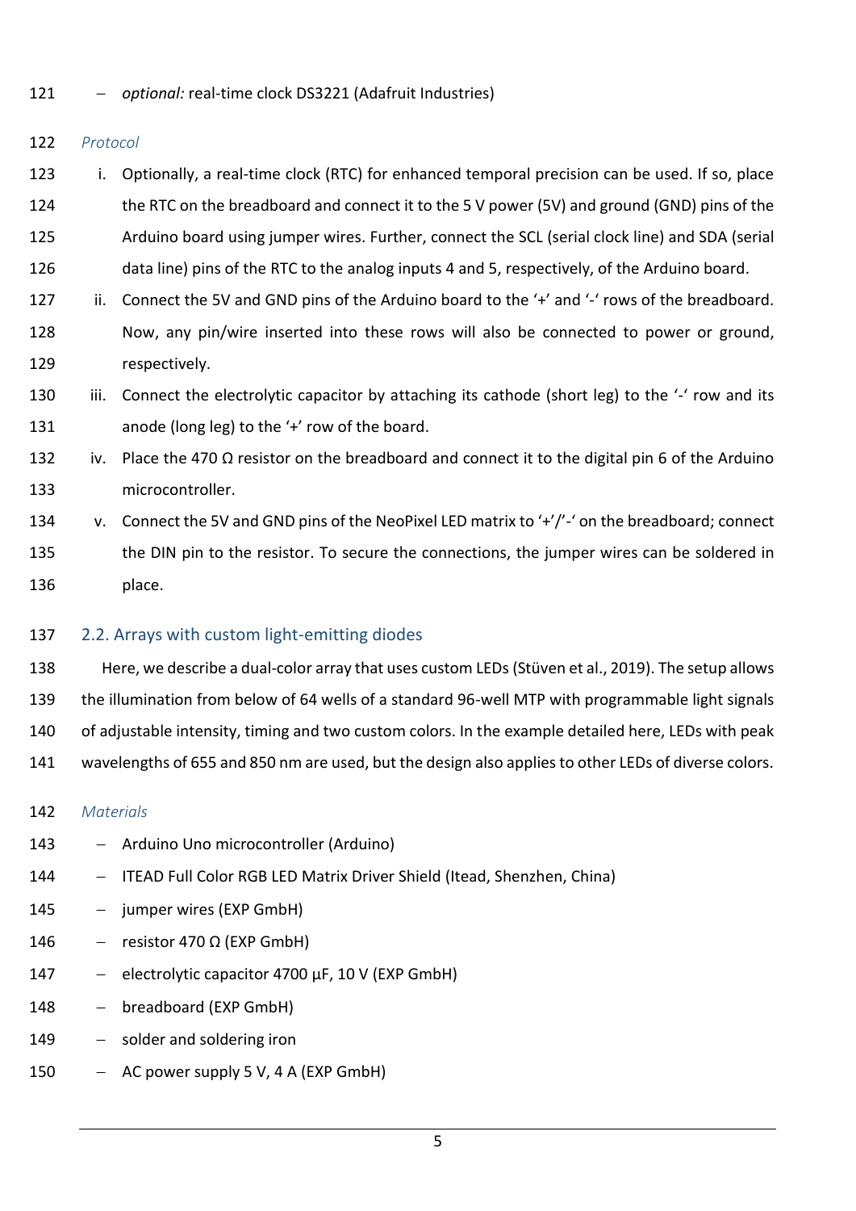- *optional:* real-time clock DS3221 (Adafruit Industries)

*Protocol*

i. Optionally, a real-time clock (RTC) for enhanced temporal precision can be used. If so, place the RTC on the breadboard and connect it to the 5 V power (5V) and ground (GND) pins of the Arduino board using jumper wires. Further, connect the SCL (serial clock line) and SDA (serial data line) pins of the RTC to the analog inputs 4 and 5, respectively, of the Arduino board.
ii. Connect the 5V and GND pins of the Arduino board to the '+' and '-' rows of the breadboard. Now, any pin/wire inserted into these rows will also be connected to power or ground, respectively.
iii. Connect the electrolytic capacitor by attaching its cathode (short leg) to the '-' row and its anode (long leg) to the '+' row of the board.
iv. Place the 470 Ω resistor on the breadboard and connect it to the digital pin 6 of the Arduino microcontroller.
v. Connect the 5V and GND pins of the NeoPixel LED matrix to '+'/'-' on the breadboard; connect the DIN pin to the resistor. To secure the connections, the jumper wires can be soldered in place.

## 2.2. Arrays with custom light-emitting diodes

Here, we describe a dual-color array that uses custom LEDs (Stüven et al., 2019). The setup allows the illumination from below of 64 wells of a standard 96-well MTP with programmable light signals of adjustable intensity, timing and two custom colors. In the example detailed here, LEDs with peak wavelengths of 655 and 850 nm are used, but the design also applies to other LEDs of diverse colors.

*Materials*

- Arduino Uno microcontroller (Arduino)
- ITEAD Full Color RGB LED Matrix Driver Shield (Itead, Shenzhen, China)
- jumper wires (EXP GmbH)
- resistor 470 Ω (EXP GmbH)
- electrolytic capacitor 4700 µF, 10 V (EXP GmbH)
- breadboard (EXP GmbH)
- solder and soldering iron
- AC power supply 5 V, 4 A (EXP GmbH)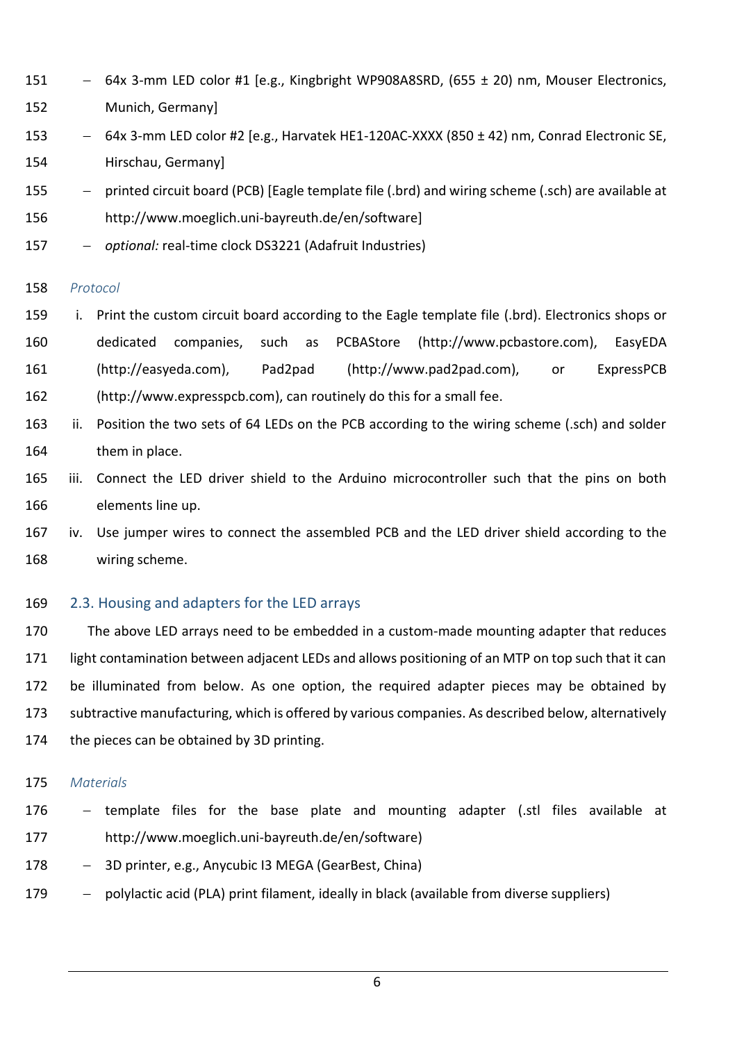- 64x 3-mm LED color #1 [e.g., Kingbright WP908A8SRD, (655 ± 20) nm, Mouser Electronics, Munich, Germany]
- 64x 3-mm LED color #2 [e.g., Harvatek HE1-120AC-XXXX (850 ± 42) nm, Conrad Electronic SE, Hirschau, Germany]
- printed circuit board (PCB) [Eagle template file (.brd) and wiring scheme (.sch) are available at http://www.moeglich.uni-bayreuth.de/en/software]
- *optional:* real-time clock DS3221 (Adafruit Industries)

*Protocol*

i. Print the custom circuit board according to the Eagle template file (.brd). Electronics shops or dedicated companies, such as PCBAStore (http://www.pcbastore.com), EasyEDA (http://easyeda.com), Pad2pad (http://www.pad2pad.com), or ExpressPCB (http://www.expresspcb.com), can routinely do this for a small fee.

ii. Position the two sets of 64 LEDs on the PCB according to the wiring scheme (.sch) and solder them in place.

iii. Connect the LED driver shield to the Arduino microcontroller such that the pins on both elements line up.

iv. Use jumper wires to connect the assembled PCB and the LED driver shield according to the wiring scheme.

## 2.3. Housing and adapters for the LED arrays

The above LED arrays need to be embedded in a custom-made mounting adapter that reduces light contamination between adjacent LEDs and allows positioning of an MTP on top such that it can be illuminated from below. As one option, the required adapter pieces may be obtained by subtractive manufacturing, which is offered by various companies. As described below, alternatively the pieces can be obtained by 3D printing.

*Materials*

- template files for the base plate and mounting adapter (.stl files available at http://www.moeglich.uni-bayreuth.de/en/software)
- 3D printer, e.g., Anycubic I3 MEGA (GearBest, China)
- polylactic acid (PLA) print filament, ideally in black (available from diverse suppliers)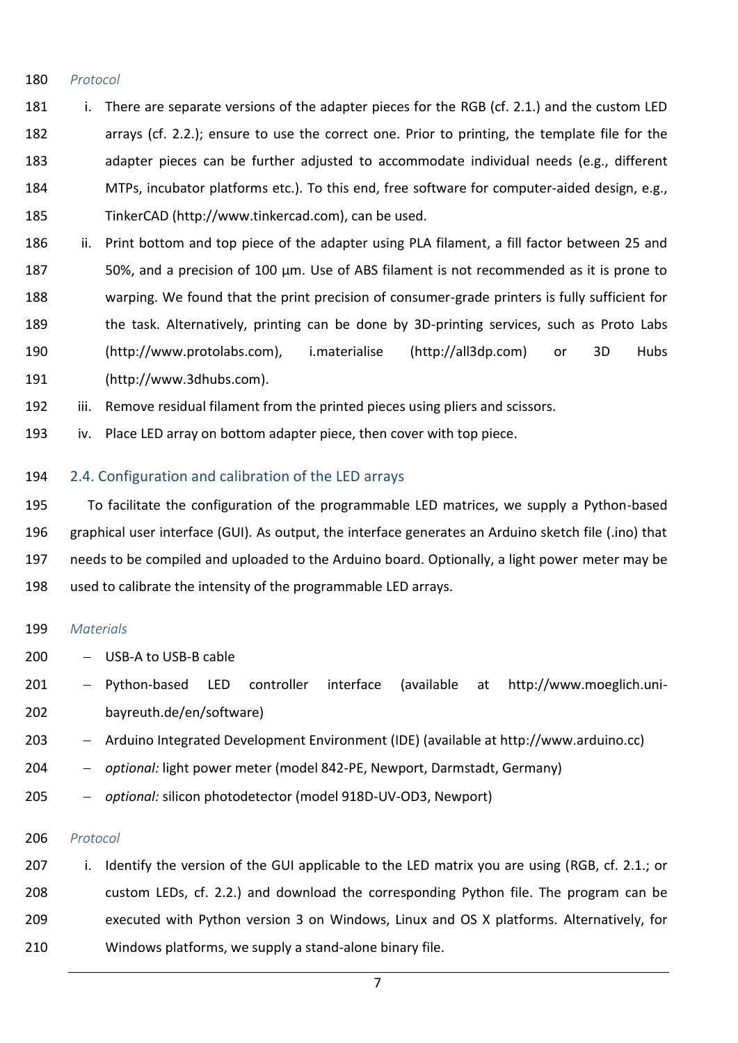*Protocol*

i. There are separate versions of the adapter pieces for the RGB (cf. 2.1.) and the custom LED arrays (cf. 2.2.); ensure to use the correct one. Prior to printing, the template file for the adapter pieces can be further adjusted to accommodate individual needs (e.g., different MTPs, incubator platforms etc.). To this end, free software for computer-aided design, e.g., TinkerCAD (http://www.tinkercad.com), can be used.
ii. Print bottom and top piece of the adapter using PLA filament, a fill factor between 25 and 50%, and a precision of 100 µm. Use of ABS filament is not recommended as it is prone to warping. We found that the print precision of consumer-grade printers is fully sufficient for the task. Alternatively, printing can be done by 3D-printing services, such as Proto Labs (http://www.protolabs.com), i.materialise (http://all3dp.com) or 3D Hubs (http://www.3dhubs.com).
iii. Remove residual filament from the printed pieces using pliers and scissors.
iv. Place LED array on bottom adapter piece, then cover with top piece.

## 2.4. Configuration and calibration of the LED arrays

To facilitate the configuration of the programmable LED matrices, we supply a Python-based graphical user interface (GUI). As output, the interface generates an Arduino sketch file (.ino) that needs to be compiled and uploaded to the Arduino board. Optionally, a light power meter may be used to calibrate the intensity of the programmable LED arrays.

*Materials*

- USB-A to USB-B cable
- Python-based LED controller interface (available at http://www.moeglich.uni-bayreuth.de/en/software)
- Arduino Integrated Development Environment (IDE) (available at http://www.arduino.cc)
- *optional:* light power meter (model 842-PE, Newport, Darmstadt, Germany)
- *optional:* silicon photodetector (model 918D-UV-OD3, Newport)

*Protocol*

i. Identify the version of the GUI applicable to the LED matrix you are using (RGB, cf. 2.1.; or custom LEDs, cf. 2.2.) and download the corresponding Python file. The program can be executed with Python version 3 on Windows, Linux and OS X platforms. Alternatively, for Windows platforms, we supply a stand-alone binary file.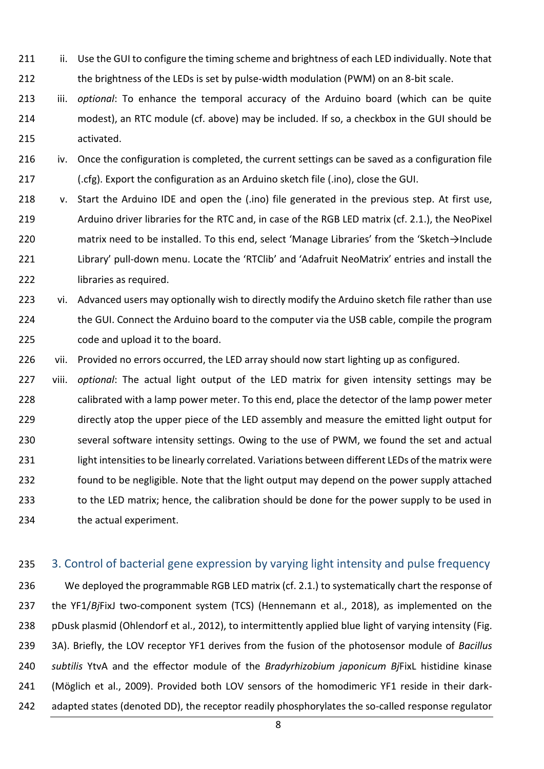ii. Use the GUI to configure the timing scheme and brightness of each LED individually. Note that the brightness of the LEDs is set by pulse-width modulation (PWM) on an 8-bit scale.

iii. *optional*: To enhance the temporal accuracy of the Arduino board (which can be quite modest), an RTC module (cf. above) may be included. If so, a checkbox in the GUI should be activated.

iv. Once the configuration is completed, the current settings can be saved as a configuration file (.cfg). Export the configuration as an Arduino sketch file (.ino), close the GUI.

v. Start the Arduino IDE and open the (.ino) file generated in the previous step. At first use, Arduino driver libraries for the RTC and, in case of the RGB LED matrix (cf. 2.1.), the NeoPixel matrix need to be installed. To this end, select 'Manage Libraries' from the 'Sketch→Include Library' pull-down menu. Locate the 'RTClib' and 'Adafruit NeoMatrix' entries and install the libraries as required.

vi. Advanced users may optionally wish to directly modify the Arduino sketch file rather than use the GUI. Connect the Arduino board to the computer via the USB cable, compile the program code and upload it to the board.

vii. Provided no errors occurred, the LED array should now start lighting up as configured.

viii. *optional*: The actual light output of the LED matrix for given intensity settings may be calibrated with a lamp power meter. To this end, place the detector of the lamp power meter directly atop the upper piece of the LED assembly and measure the emitted light output for several software intensity settings. Owing to the use of PWM, we found the set and actual light intensities to be linearly correlated. Variations between different LEDs of the matrix were found to be negligible. Note that the light output may depend on the power supply attached to the LED matrix; hence, the calibration should be done for the power supply to be used in the actual experiment.

## 3. Control of bacterial gene expression by varying light intensity and pulse frequency

We deployed the programmable RGB LED matrix (cf. 2.1.) to systematically chart the response of the YF1/*Bj*FixJ two-component system (TCS) (Hennemann et al., 2018), as implemented on the pDusk plasmid (Ohlendorf et al., 2012), to intermittently applied blue light of varying intensity (Fig. 3A). Briefly, the LOV receptor YF1 derives from the fusion of the photosensor module of *Bacillus subtilis* YtvA and the effector module of the *Bradyrhizobium japonicum Bj*FixL histidine kinase (Möglich et al., 2009). Provided both LOV sensors of the homodimeric YF1 reside in their dark-adapted states (denoted DD), the receptor readily phosphorylates the so-called response regulator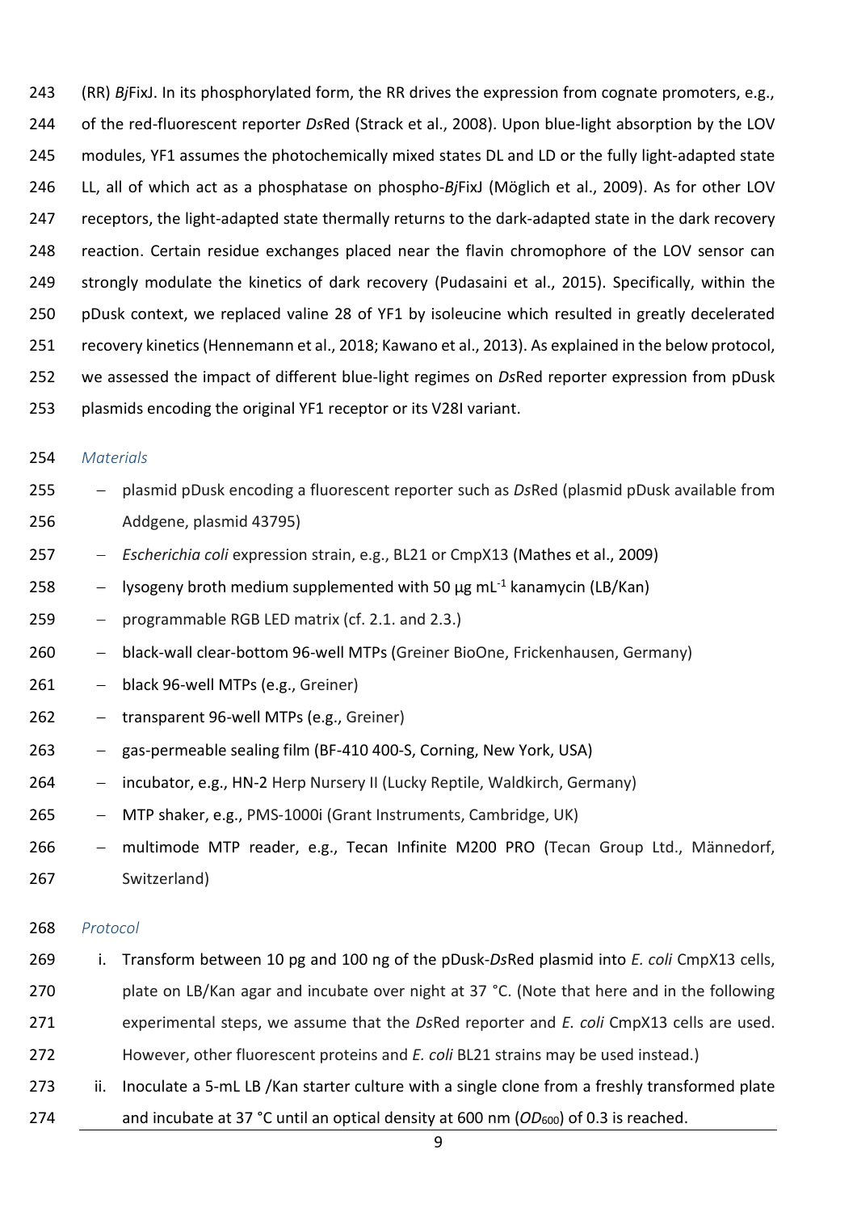(RR) *Bj*FixJ. In its phosphorylated form, the RR drives the expression from cognate promoters, e.g., of the red-fluorescent reporter *Ds*Red (Strack et al., 2008). Upon blue-light absorption by the LOV modules, YF1 assumes the photochemically mixed states DL and LD or the fully light-adapted state LL, all of which act as a phosphatase on phospho-*Bj*FixJ (Möglich et al., 2009). As for other LOV receptors, the light-adapted state thermally returns to the dark-adapted state in the dark recovery reaction. Certain residue exchanges placed near the flavin chromophore of the LOV sensor can strongly modulate the kinetics of dark recovery (Pudasaini et al., 2015). Specifically, within the pDusk context, we replaced valine 28 of YF1 by isoleucine which resulted in greatly decelerated recovery kinetics (Hennemann et al., 2018; Kawano et al., 2013). As explained in the below protocol, we assessed the impact of different blue-light regimes on *Ds*Red reporter expression from pDusk plasmids encoding the original YF1 receptor or its V28I variant.

*Materials*

- plasmid pDusk encoding a fluorescent reporter such as *Ds*Red (plasmid pDusk available from Addgene, plasmid 43795)
- *Escherichia coli* expression strain, e.g., BL21 or CmpX13 (Mathes et al., 2009)
- lysogeny broth medium supplemented with 50 µg $mL^{-1}$ kanamycin (LB/Kan)
- programmable RGB LED matrix (cf. 2.1. and 2.3.)
- black-wall clear-bottom 96-well MTPs (Greiner BioOne, Frickenhausen, Germany)
- black 96-well MTPs (e.g., Greiner)
- transparent 96-well MTPs (e.g., Greiner)
- gas-permeable sealing film (BF-410 400-S, Corning, New York, USA)
- incubator, e.g., HN-2 Herp Nursery II (Lucky Reptile, Waldkirch, Germany)
- MTP shaker, e.g., PMS-1000i (Grant Instruments, Cambridge, UK)
- multimode MTP reader, e.g., Tecan Infinite M200 PRO (Tecan Group Ltd., Männedorf, Switzerland)

*Protocol*

i. Transform between 10 pg and 100 ng of the pDusk-*Ds*Red plasmid into *E. coli* CmpX13 cells, plate on LB/Kan agar and incubate over night at 37 °C. (Note that here and in the following experimental steps, we assume that the *Ds*Red reporter and *E. coli* CmpX13 cells are used. However, other fluorescent proteins and *E. coli* BL21 strains may be used instead.)

ii. Inoculate a 5-mL LB /Kan starter culture with a single clone from a freshly transformed plate and incubate at 37 °C until an optical density at 600 nm ($OD_{600}$) of 0.3 is reached.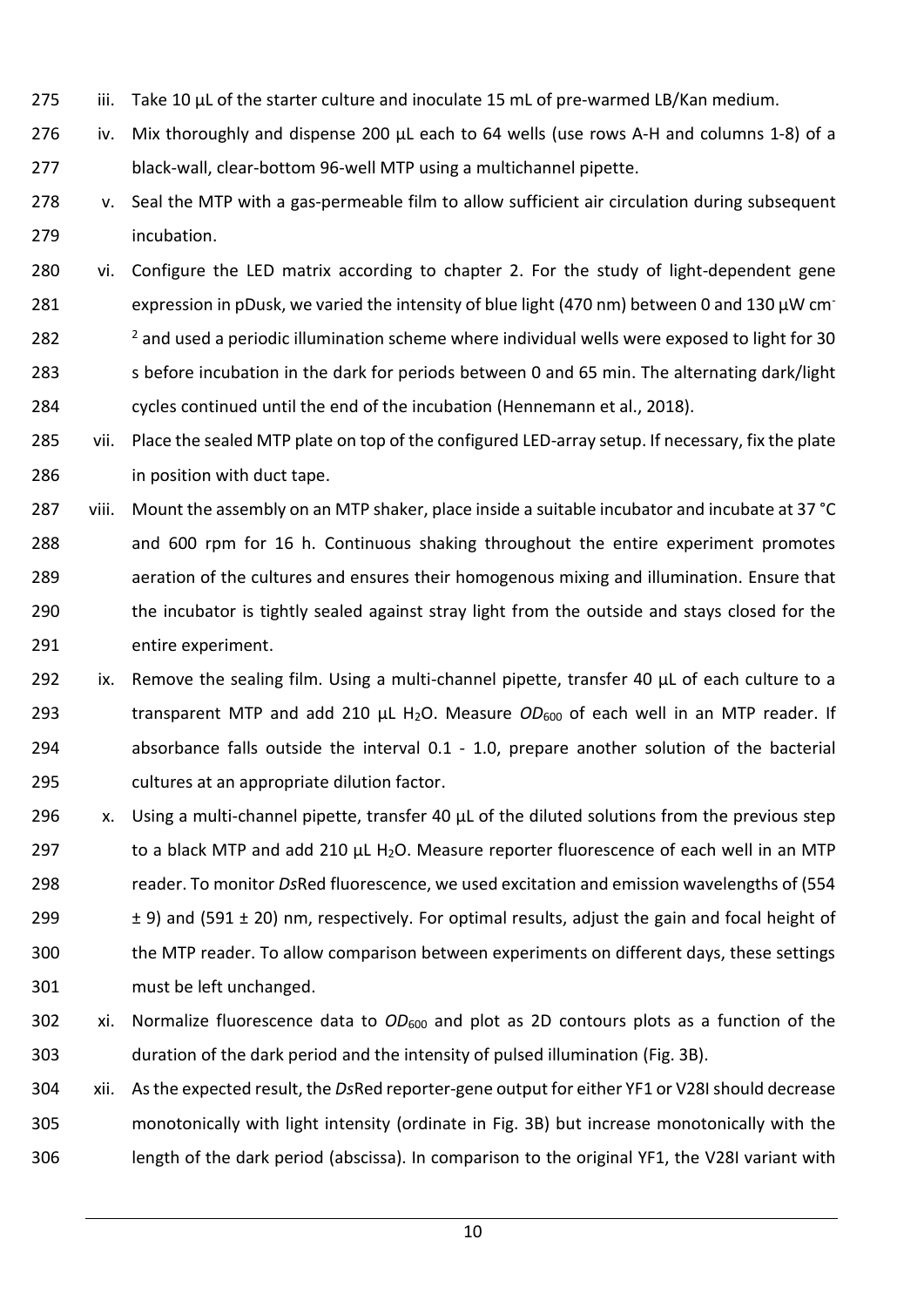iii. Take 10 µL of the starter culture and inoculate 15 mL of pre-warmed LB/Kan medium.

iv. Mix thoroughly and dispense 200 µL each to 64 wells (use rows A-H and columns 1-8) of a black-wall, clear-bottom 96-well MTP using a multichannel pipette.

v. Seal the MTP with a gas-permeable film to allow sufficient air circulation during subsequent incubation.

vi. Configure the LED matrix according to chapter 2. For the study of light-dependent gene expression in pDusk, we varied the intensity of blue light (470 nm) between 0 and 130 µW $cm^{-2}$ and used a periodic illumination scheme where individual wells were exposed to light for 30 s before incubation in the dark for periods between 0 and 65 min. The alternating dark/light cycles continued until the end of the incubation (Hennemann et al., 2018).

vii. Place the sealed MTP plate on top of the configured LED-array setup. If necessary, fix the plate in position with duct tape.

viii. Mount the assembly on an MTP shaker, place inside a suitable incubator and incubate at 37 °C and 600 rpm for 16 h. Continuous shaking throughout the entire experiment promotes aeration of the cultures and ensures their homogenous mixing and illumination. Ensure that the incubator is tightly sealed against stray light from the outside and stays closed for the entire experiment.

ix. Remove the sealing film. Using a multi-channel pipette, transfer 40 µL of each culture to a transparent MTP and add 210 µL $H_2O$. Measure $OD_{600}$ of each well in an MTP reader. If absorbance falls outside the interval 0.1 - 1.0, prepare another solution of the bacterial cultures at an appropriate dilution factor.

x. Using a multi-channel pipette, transfer 40 µL of the diluted solutions from the previous step to a black MTP and add 210 µL $H_2O$. Measure reporter fluorescence of each well in an MTP reader. To monitor *Ds*Red fluorescence, we used excitation and emission wavelengths of (554 ± 9) and (591 ± 20) nm, respectively. For optimal results, adjust the gain and focal height of the MTP reader. To allow comparison between experiments on different days, these settings must be left unchanged.

xi. Normalize fluorescence data to $OD_{600}$ and plot as 2D contours plots as a function of the duration of the dark period and the intensity of pulsed illumination (Fig. 3B).

xii. As the expected result, the *Ds*Red reporter-gene output for either YF1 or V28I should decrease monotonically with light intensity (ordinate in Fig. 3B) but increase monotonically with the length of the dark period (abscissa). In comparison to the original YF1, the V28I variant with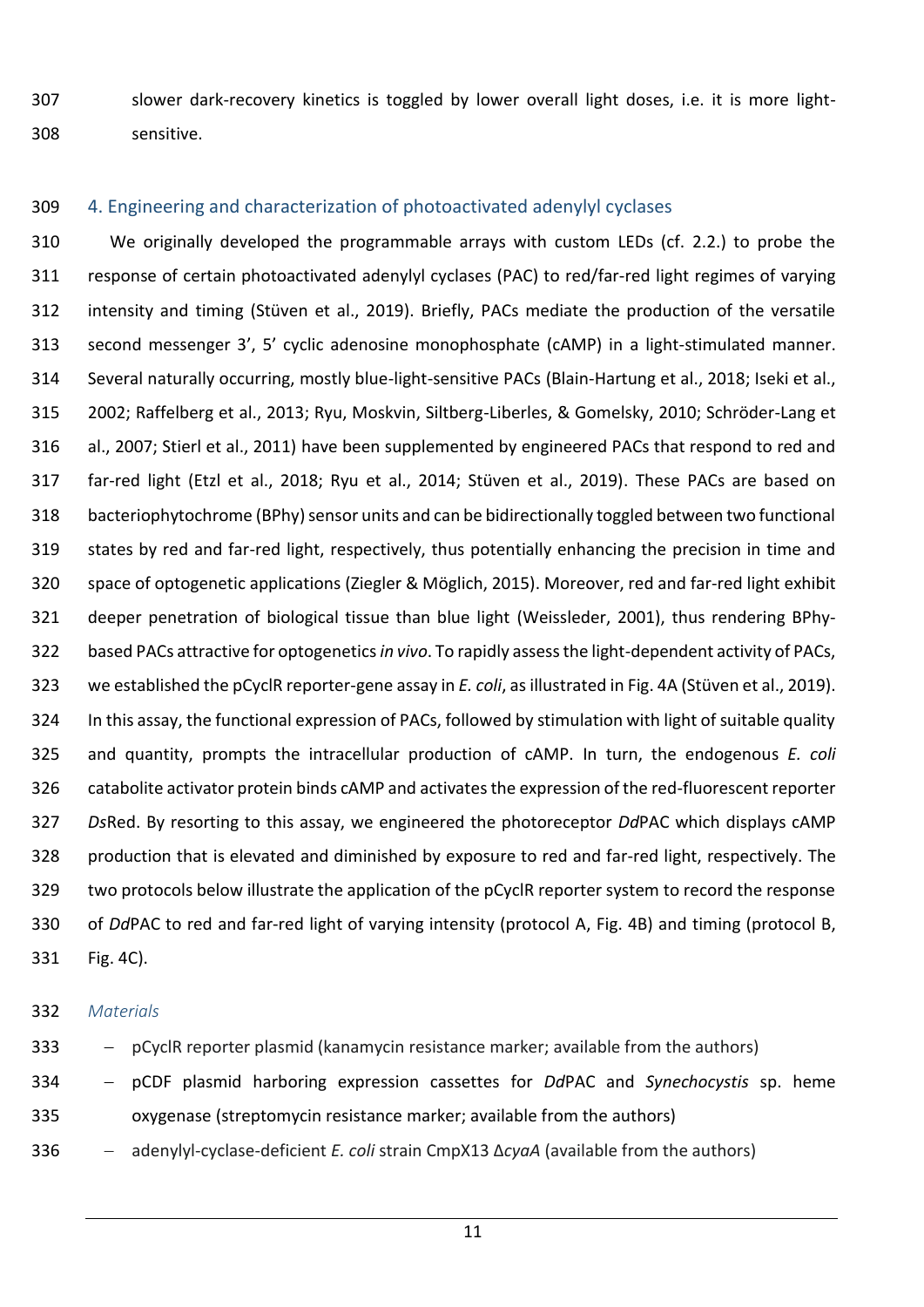slower dark-recovery kinetics is toggled by lower overall light doses, i.e. it is more light-sensitive.

## 4. Engineering and characterization of photoactivated adenylyl cyclases

We originally developed the programmable arrays with custom LEDs (cf. 2.2.) to probe the response of certain photoactivated adenylyl cyclases (PAC) to red/far-red light regimes of varying intensity and timing (Stüven et al., 2019). Briefly, PACs mediate the production of the versatile second messenger 3', 5' cyclic adenosine monophosphate (cAMP) in a light-stimulated manner. Several naturally occurring, mostly blue-light-sensitive PACs (Blain-Hartung et al., 2018; Iseki et al., 2002; Raffelberg et al., 2013; Ryu, Moskvin, Siltberg-Liberles, & Gomelsky, 2010; Schröder-Lang et al., 2007; Stierl et al., 2011) have been supplemented by engineered PACs that respond to red and far-red light (Etzl et al., 2018; Ryu et al., 2014; Stüven et al., 2019). These PACs are based on bacteriophytochrome (BPhy) sensor units and can be bidirectionally toggled between two functional states by red and far-red light, respectively, thus potentially enhancing the precision in time and space of optogenetic applications (Ziegler & Möglich, 2015). Moreover, red and far-red light exhibit deeper penetration of biological tissue than blue light (Weissleder, 2001), thus rendering BPhy-based PACs attractive for optogenetics *in vivo*. To rapidly assess the light-dependent activity of PACs, we established the pCyclR reporter-gene assay in *E. coli*, as illustrated in Fig. 4A (Stüven et al., 2019). In this assay, the functional expression of PACs, followed by stimulation with light of suitable quality and quantity, prompts the intracellular production of cAMP. In turn, the endogenous *E. coli* catabolite activator protein binds cAMP and activates the expression of the red-fluorescent reporter *Ds*Red. By resorting to this assay, we engineered the photoreceptor *Dd*PAC which displays cAMP production that is elevated and diminished by exposure to red and far-red light, respectively. The two protocols below illustrate the application of the pCyclR reporter system to record the response of *Dd*PAC to red and far-red light of varying intensity (protocol A, Fig. 4B) and timing (protocol B, Fig. 4C).

*Materials*

- pCyclR reporter plasmid (kanamycin resistance marker; available from the authors)
- pCDF plasmid harboring expression cassettes for *Dd*PAC and *Synechocystis* sp. heme oxygenase (streptomycin resistance marker; available from the authors)
- adenylyl-cyclase-deficient *E. coli* strain CmpX13 Δ*cyaA* (available from the authors)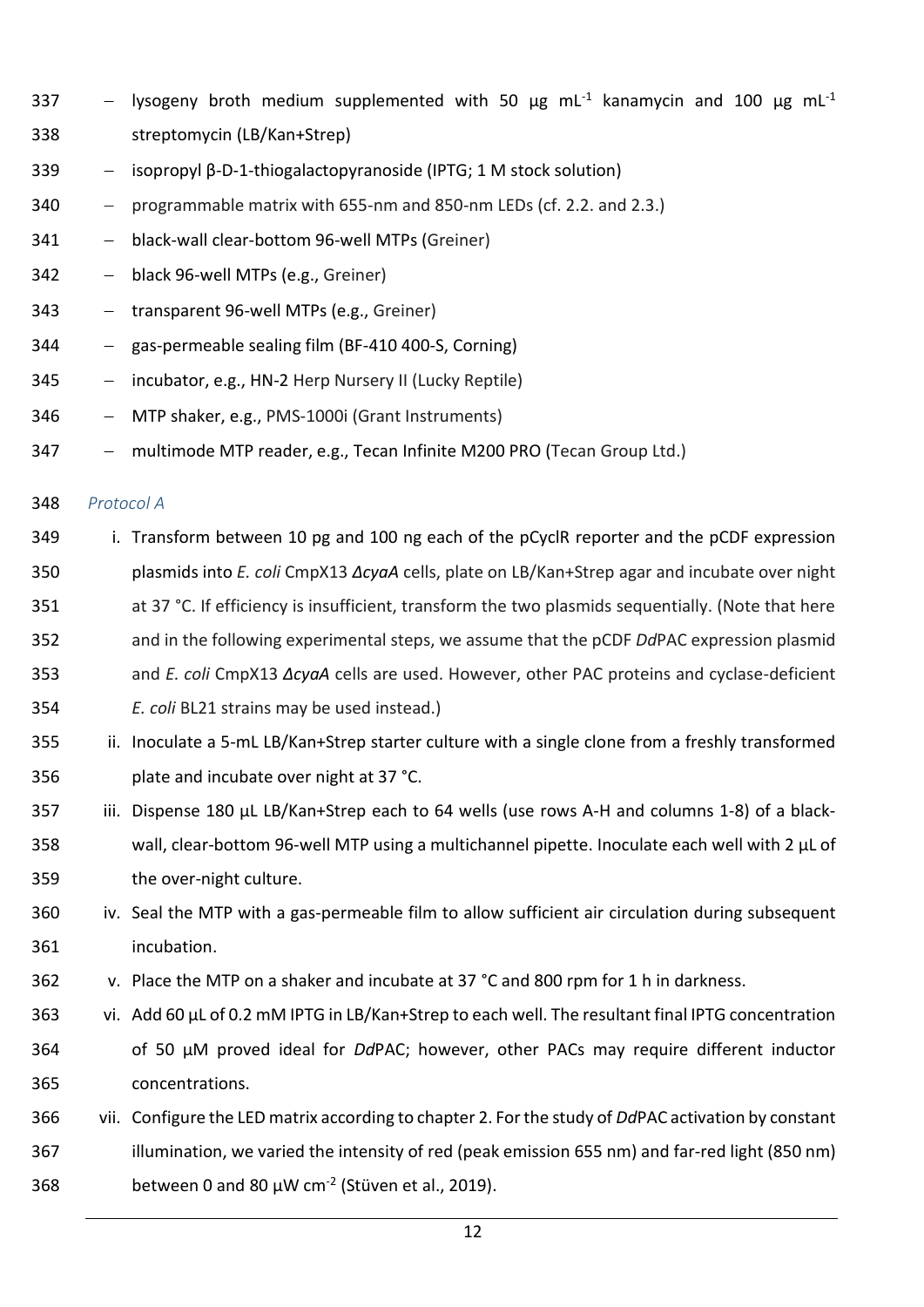- lysogeny broth medium supplemented with 50 µg mL$^{-1}$ kanamycin and 100 µg mL$^{-1}$ streptomycin (LB/Kan+Strep)
- isopropyl β-D-1-thiogalactopyranoside (IPTG; 1 M stock solution)
- programmable matrix with 655-nm and 850-nm LEDs (cf. 2.2. and 2.3.)
- black-wall clear-bottom 96-well MTPs (Greiner)
- black 96-well MTPs (e.g., Greiner)
- transparent 96-well MTPs (e.g., Greiner)
- gas-permeable sealing film (BF-410 400-S, Corning)
- incubator, e.g., HN-2 Herp Nursery II (Lucky Reptile)
- MTP shaker, e.g., PMS-1000i (Grant Instruments)
- multimode MTP reader, e.g., Tecan Infinite M200 PRO (Tecan Group Ltd.)

*Protocol A*

i. Transform between 10 pg and 100 ng each of the pCyclR reporter and the pCDF expression plasmids into *E. coli* CmpX13 *ΔcyaA* cells, plate on LB/Kan+Strep agar and incubate over night at 37 °C. If efficiency is insufficient, transform the two plasmids sequentially. (Note that here and in the following experimental steps, we assume that the pCDF *Dd*PAC expression plasmid and *E. coli* CmpX13 *ΔcyaA* cells are used. However, other PAC proteins and cyclase-deficient *E. coli* BL21 strains may be used instead.)
ii. Inoculate a 5-mL LB/Kan+Strep starter culture with a single clone from a freshly transformed plate and incubate over night at 37 °C.
iii. Dispense 180 µL LB/Kan+Strep each to 64 wells (use rows A-H and columns 1-8) of a black-wall, clear-bottom 96-well MTP using a multichannel pipette. Inoculate each well with 2 µL of the over-night culture.
iv. Seal the MTP with a gas-permeable film to allow sufficient air circulation during subsequent incubation.
v. Place the MTP on a shaker and incubate at 37 °C and 800 rpm for 1 h in darkness.
vi. Add 60 µL of 0.2 mM IPTG in LB/Kan+Strep to each well. The resultant final IPTG concentration of 50 µM proved ideal for *Dd*PAC; however, other PACs may require different inductor concentrations.
vii. Configure the LED matrix according to chapter 2. For the study of *Dd*PAC activation by constant illumination, we varied the intensity of red (peak emission 655 nm) and far-red light (850 nm) between 0 and 80 µW cm$^{-2}$ (Stüven et al., 2019).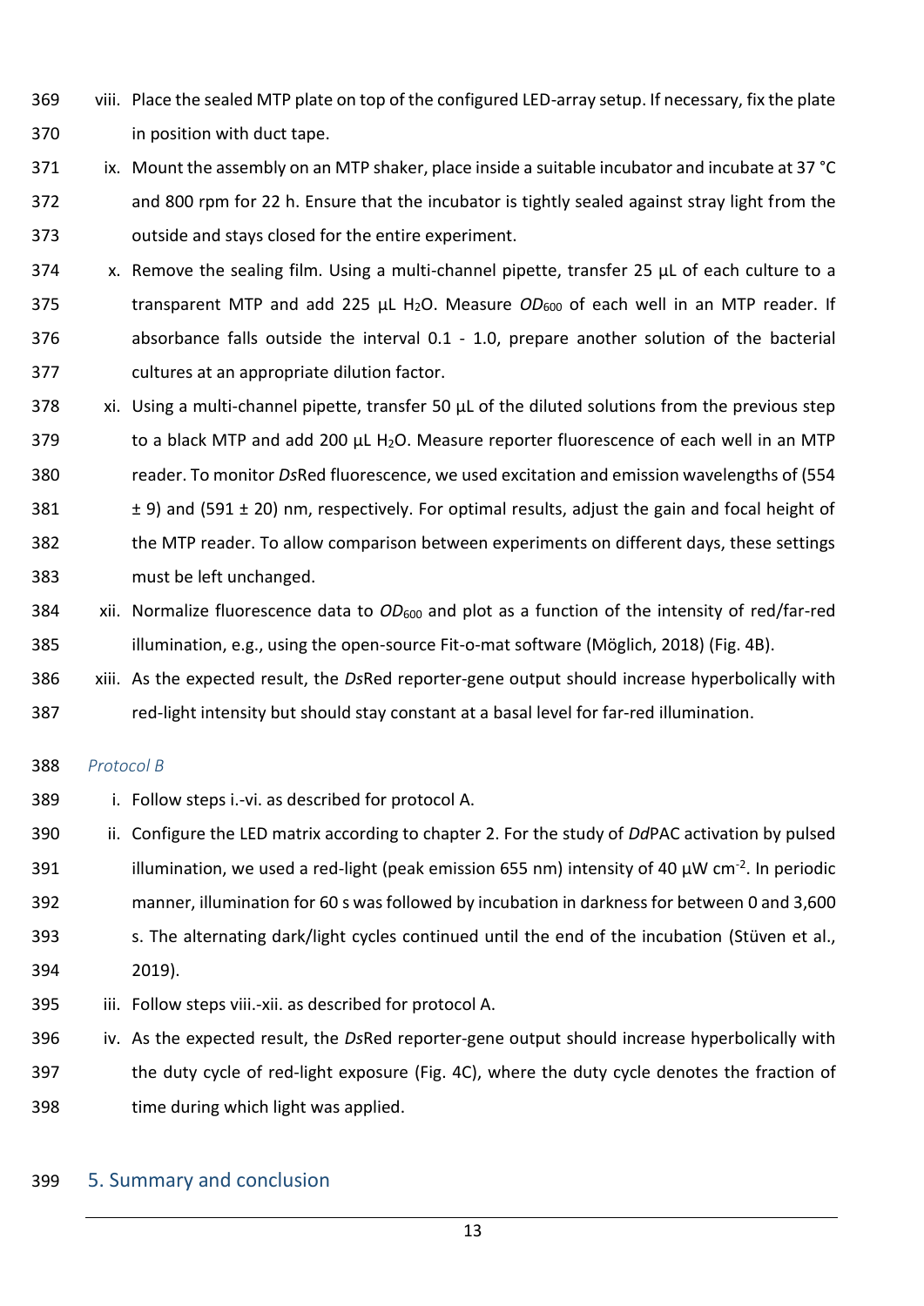viii. Place the sealed MTP plate on top of the configured LED-array setup. If necessary, fix the plate in position with duct tape.

ix. Mount the assembly on an MTP shaker, place inside a suitable incubator and incubate at 37 °C and 800 rpm for 22 h. Ensure that the incubator is tightly sealed against stray light from the outside and stays closed for the entire experiment.

x. Remove the sealing film. Using a multi-channel pipette, transfer 25 µL of each culture to a transparent MTP and add 225 µL $H_2O$. Measure $OD_{600}$ of each well in an MTP reader. If absorbance falls outside the interval 0.1 - 1.0, prepare another solution of the bacterial cultures at an appropriate dilution factor.

xi. Using a multi-channel pipette, transfer 50 µL of the diluted solutions from the previous step to a black MTP and add 200 µL $H_2O$. Measure reporter fluorescence of each well in an MTP reader. To monitor *Ds*Red fluorescence, we used excitation and emission wavelengths of (554 ± 9) and (591 ± 20) nm, respectively. For optimal results, adjust the gain and focal height of the MTP reader. To allow comparison between experiments on different days, these settings must be left unchanged.

xii. Normalize fluorescence data to $OD_{600}$ and plot as a function of the intensity of red/far-red illumination, e.g., using the open-source Fit-o-mat software (Möglich, 2018) (Fig. 4B).

xiii. As the expected result, the *Ds*Red reporter-gene output should increase hyperbolically with red-light intensity but should stay constant at a basal level for far-red illumination.

*Protocol B*

i. Follow steps i.-vi. as described for protocol A.

ii. Configure the LED matrix according to chapter 2. For the study of *Dd*PAC activation by pulsed illumination, we used a red-light (peak emission 655 nm) intensity of 40 µW $cm^{-2}$. In periodic manner, illumination for 60 s was followed by incubation in darkness for between 0 and 3,600 s. The alternating dark/light cycles continued until the end of the incubation (Stüven et al., 2019).

iii. Follow steps viii.-xii. as described for protocol A.

iv. As the expected result, the *Ds*Red reporter-gene output should increase hyperbolically with the duty cycle of red-light exposure (Fig. 4C), where the duty cycle denotes the fraction of time during which light was applied.

## 5. Summary and conclusion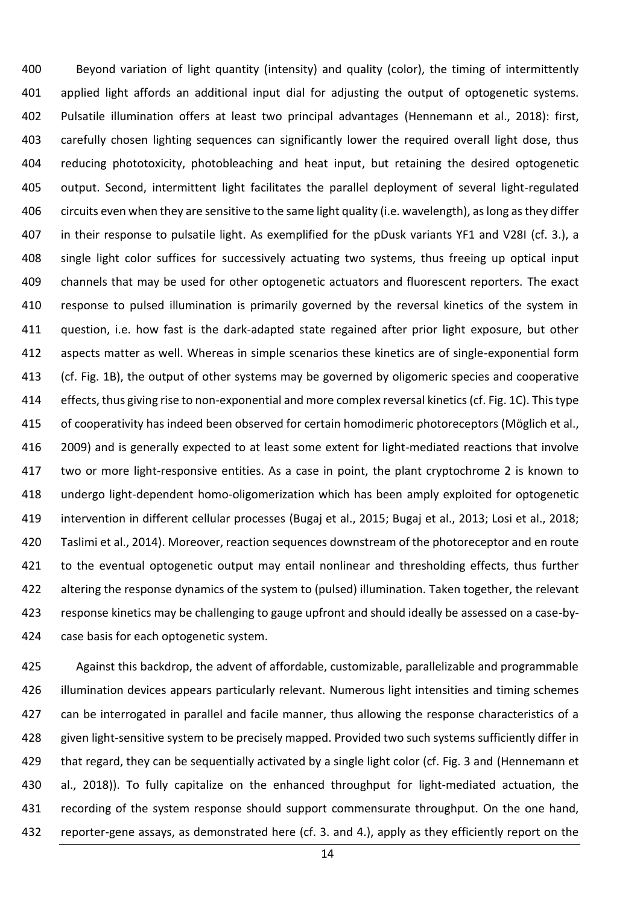Beyond variation of light quantity (intensity) and quality (color), the timing of intermittently applied light affords an additional input dial for adjusting the output of optogenetic systems. Pulsatile illumination offers at least two principal advantages (Hennemann et al., 2018): first, carefully chosen lighting sequences can significantly lower the required overall light dose, thus reducing phototoxicity, photobleaching and heat input, but retaining the desired optogenetic output. Second, intermittent light facilitates the parallel deployment of several light-regulated circuits even when they are sensitive to the same light quality (i.e. wavelength), as long as they differ in their response to pulsatile light. As exemplified for the pDusk variants YF1 and V28I (cf. 3.), a single light color suffices for successively actuating two systems, thus freeing up optical input channels that may be used for other optogenetic actuators and fluorescent reporters. The exact response to pulsed illumination is primarily governed by the reversal kinetics of the system in question, i.e. how fast is the dark-adapted state regained after prior light exposure, but other aspects matter as well. Whereas in simple scenarios these kinetics are of single-exponential form (cf. Fig. 1B), the output of other systems may be governed by oligomeric species and cooperative effects, thus giving rise to non-exponential and more complex reversal kinetics (cf. Fig. 1C). This type of cooperativity has indeed been observed for certain homodimeric photoreceptors (Möglich et al., 2009) and is generally expected to at least some extent for light-mediated reactions that involve two or more light-responsive entities. As a case in point, the plant cryptochrome 2 is known to undergo light-dependent homo-oligomerization which has been amply exploited for optogenetic intervention in different cellular processes (Bugaj et al., 2015; Bugaj et al., 2013; Losi et al., 2018; Taslimi et al., 2014). Moreover, reaction sequences downstream of the photoreceptor and en route to the eventual optogenetic output may entail nonlinear and thresholding effects, thus further altering the response dynamics of the system to (pulsed) illumination. Taken together, the relevant response kinetics may be challenging to gauge upfront and should ideally be assessed on a case-by-case basis for each optogenetic system.

Against this backdrop, the advent of affordable, customizable, parallelizable and programmable illumination devices appears particularly relevant. Numerous light intensities and timing schemes can be interrogated in parallel and facile manner, thus allowing the response characteristics of a given light-sensitive system to be precisely mapped. Provided two such systems sufficiently differ in that regard, they can be sequentially activated by a single light color (cf. Fig. 3 and (Hennemann et al., 2018)). To fully capitalize on the enhanced throughput for light-mediated actuation, the recording of the system response should support commensurate throughput. On the one hand, reporter-gene assays, as demonstrated here (cf. 3. and 4.), apply as they efficiently report on the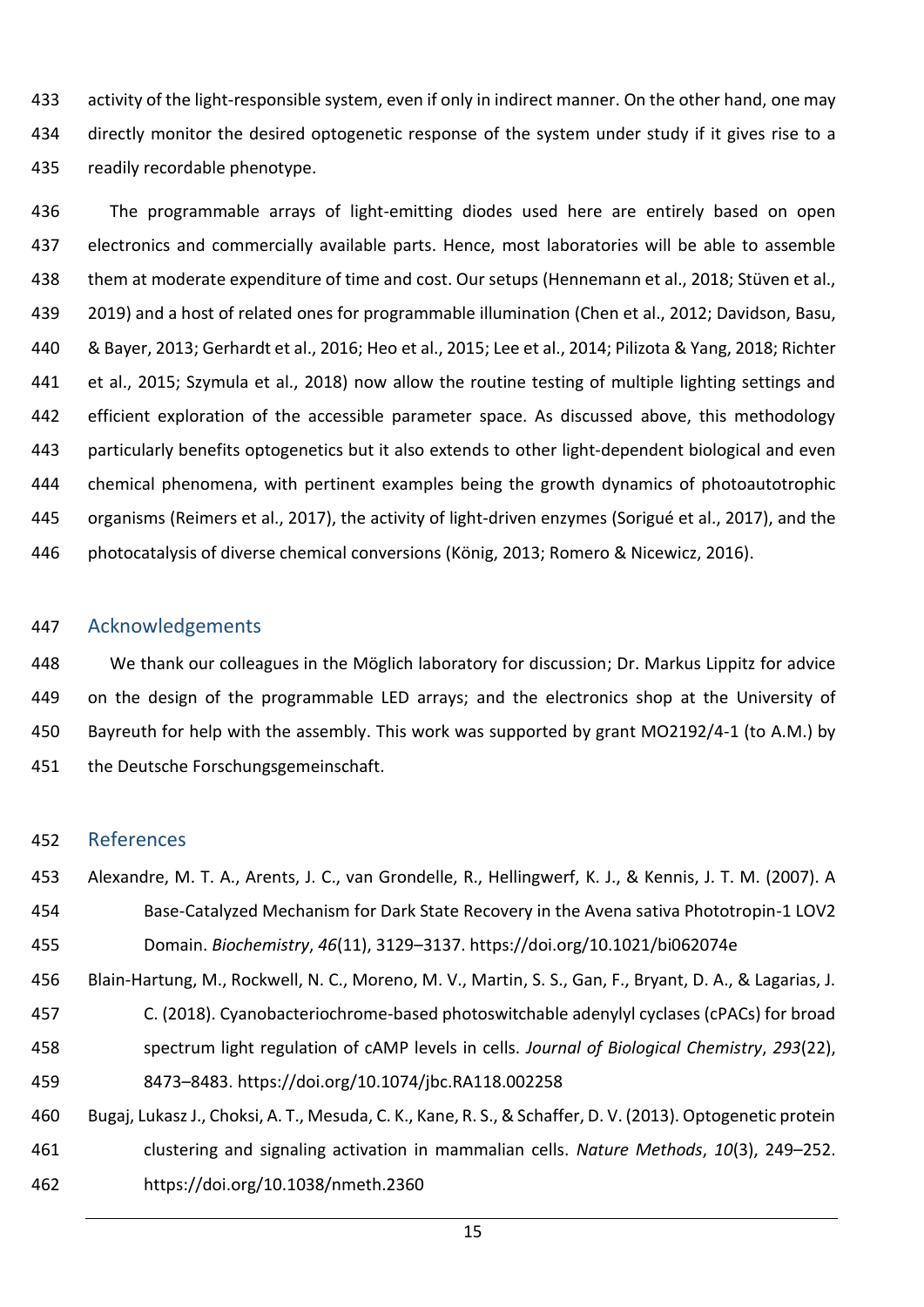activity of the light-responsible system, even if only in indirect manner. On the other hand, one may directly monitor the desired optogenetic response of the system under study if it gives rise to a readily recordable phenotype.

The programmable arrays of light-emitting diodes used here are entirely based on open electronics and commercially available parts. Hence, most laboratories will be able to assemble them at moderate expenditure of time and cost. Our setups (Hennemann et al., 2018; Stüven et al., 2019) and a host of related ones for programmable illumination (Chen et al., 2012; Davidson, Basu, & Bayer, 2013; Gerhardt et al., 2016; Heo et al., 2015; Lee et al., 2014; Pilizota & Yang, 2018; Richter et al., 2015; Szymula et al., 2018) now allow the routine testing of multiple lighting settings and efficient exploration of the accessible parameter space. As discussed above, this methodology particularly benefits optogenetics but it also extends to other light-dependent biological and even chemical phenomena, with pertinent examples being the growth dynamics of photoautotrophic organisms (Reimers et al., 2017), the activity of light-driven enzymes (Sorigué et al., 2017), and the photocatalysis of diverse chemical conversions (König, 2013; Romero & Nicewicz, 2016).

## Acknowledgements

We thank our colleagues in the Möglich laboratory for discussion; Dr. Markus Lippitz for advice on the design of the programmable LED arrays; and the electronics shop at the University of Bayreuth for help with the assembly. This work was supported by grant MO2192/4-1 (to A.M.) by the Deutsche Forschungsgemeinschaft.

## References

Alexandre, M. T. A., Arents, J. C., van Grondelle, R., Hellingwerf, K. J., & Kennis, J. T. M. (2007). A Base-Catalyzed Mechanism for Dark State Recovery in the Avena sativa Phototropin-1 LOV2 Domain. *Biochemistry*, *46*(11), 3129–3137. https://doi.org/10.1021/bi062074e

Blain-Hartung, M., Rockwell, N. C., Moreno, M. V., Martin, S. S., Gan, F., Bryant, D. A., & Lagarias, J. C. (2018). Cyanobacteriochrome-based photoswitchable adenylyl cyclases (cPACs) for broad spectrum light regulation of cAMP levels in cells. *Journal of Biological Chemistry*, *293*(22), 8473–8483. https://doi.org/10.1074/jbc.RA118.002258

Bugaj, Lukasz J., Choksi, A. T., Mesuda, C. K., Kane, R. S., & Schaffer, D. V. (2013). Optogenetic protein clustering and signaling activation in mammalian cells. *Nature Methods*, *10*(3), 249–252. https://doi.org/10.1038/nmeth.2360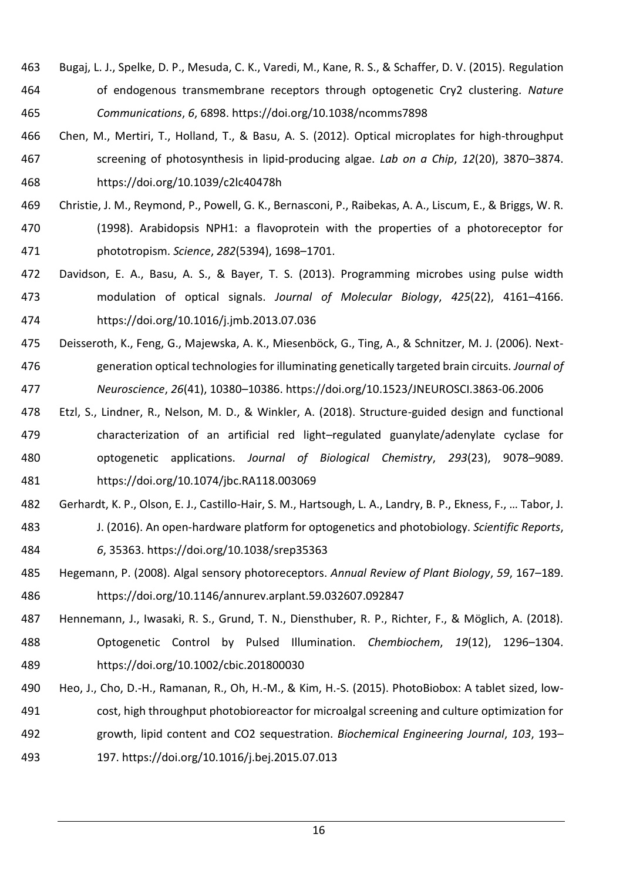Bugaj, L. J., Spelke, D. P., Mesuda, C. K., Varedi, M., Kane, R. S., & Schaffer, D. V. (2015). Regulation of endogenous transmembrane receptors through optogenetic Cry2 clustering. *Nature Communications*, *6*, 6898. https://doi.org/10.1038/ncomms7898

Chen, M., Mertiri, T., Holland, T., & Basu, A. S. (2012). Optical microplates for high-throughput screening of photosynthesis in lipid-producing algae. *Lab on a Chip*, *12*(20), 3870–3874. https://doi.org/10.1039/c2lc40478h

Christie, J. M., Reymond, P., Powell, G. K., Bernasconi, P., Raibekas, A. A., Liscum, E., & Briggs, W. R. (1998). Arabidopsis NPH1: a flavoprotein with the properties of a photoreceptor for phototropism. *Science*, *282*(5394), 1698–1701.

Davidson, E. A., Basu, A. S., & Bayer, T. S. (2013). Programming microbes using pulse width modulation of optical signals. *Journal of Molecular Biology*, *425*(22), 4161–4166. https://doi.org/10.1016/j.jmb.2013.07.036

Deisseroth, K., Feng, G., Majewska, A. K., Miesenböck, G., Ting, A., & Schnitzer, M. J. (2006). Next-generation optical technologies for illuminating genetically targeted brain circuits. *Journal of Neuroscience*, *26*(41), 10380–10386. https://doi.org/10.1523/JNEUROSCI.3863-06.2006

Etzl, S., Lindner, R., Nelson, M. D., & Winkler, A. (2018). Structure-guided design and functional characterization of an artificial red light–regulated guanylate/adenylate cyclase for optogenetic applications. *Journal of Biological Chemistry*, *293*(23), 9078–9089. https://doi.org/10.1074/jbc.RA118.003069

Gerhardt, K. P., Olson, E. J., Castillo-Hair, S. M., Hartsough, L. A., Landry, B. P., Ekness, F., … Tabor, J. J. (2016). An open-hardware platform for optogenetics and photobiology. *Scientific Reports*, *6*, 35363. https://doi.org/10.1038/srep35363

Hegemann, P. (2008). Algal sensory photoreceptors. *Annual Review of Plant Biology*, *59*, 167–189. https://doi.org/10.1146/annurev.arplant.59.032607.092847

Hennemann, J., Iwasaki, R. S., Grund, T. N., Diensthuber, R. P., Richter, F., & Möglich, A. (2018). Optogenetic Control by Pulsed Illumination. *Chembiochem*, *19*(12), 1296–1304. https://doi.org/10.1002/cbic.201800030

Heo, J., Cho, D.-H., Ramanan, R., Oh, H.-M., & Kim, H.-S. (2015). PhotoBiobox: A tablet sized, low-cost, high throughput photobioreactor for microalgal screening and culture optimization for growth, lipid content and CO2 sequestration. *Biochemical Engineering Journal*, *103*, 193–197. https://doi.org/10.1016/j.bej.2015.07.013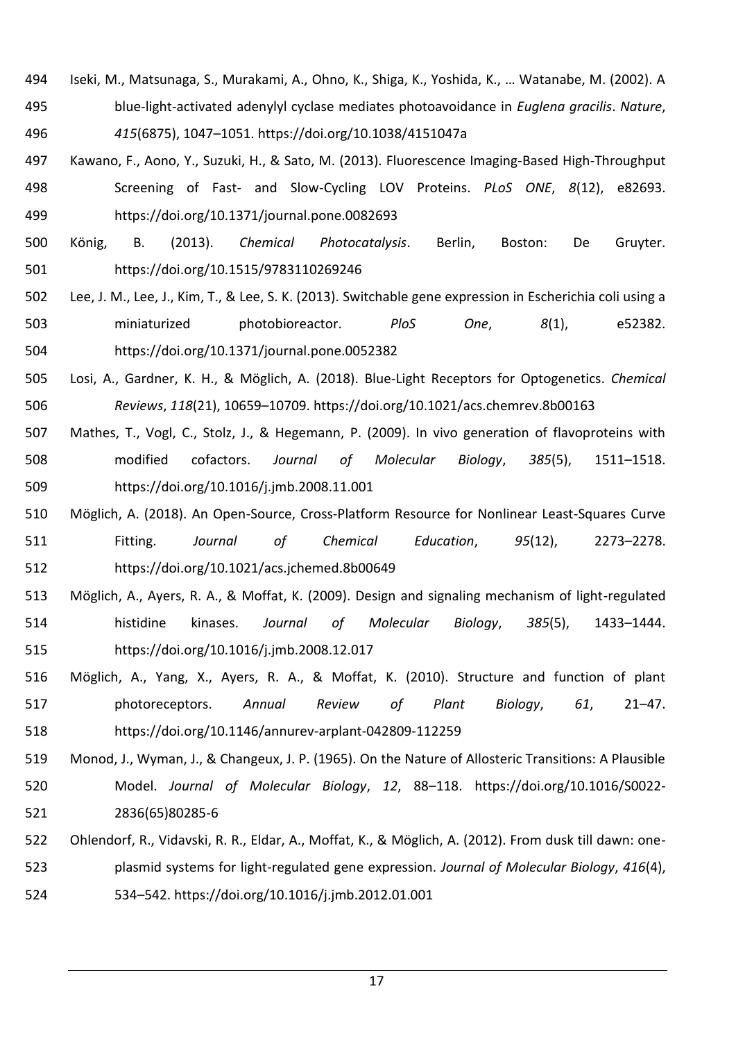Iseki, M., Matsunaga, S., Murakami, A., Ohno, K., Shiga, K., Yoshida, K., … Watanabe, M. (2002). A blue-light-activated adenylyl cyclase mediates photoavoidance in *Euglena gracilis*. *Nature*, *415*(6875), 1047–1051. https://doi.org/10.1038/4151047a

Kawano, F., Aono, Y., Suzuki, H., & Sato, M. (2013). Fluorescence Imaging-Based High-Throughput Screening of Fast- and Slow-Cycling LOV Proteins. *PLoS ONE*, *8*(12), e82693. https://doi.org/10.1371/journal.pone.0082693

König, B. (2013). *Chemical Photocatalysis*. Berlin, Boston: De Gruyter. https://doi.org/10.1515/9783110269246

Lee, J. M., Lee, J., Kim, T., & Lee, S. K. (2013). Switchable gene expression in Escherichia coli using a miniaturized photobioreactor. *PloS One*, *8*(1), e52382. https://doi.org/10.1371/journal.pone.0052382

Losi, A., Gardner, K. H., & Möglich, A. (2018). Blue-Light Receptors for Optogenetics. *Chemical Reviews*, *118*(21), 10659–10709. https://doi.org/10.1021/acs.chemrev.8b00163

Mathes, T., Vogl, C., Stolz, J., & Hegemann, P. (2009). In vivo generation of flavoproteins with modified cofactors. *Journal of Molecular Biology*, *385*(5), 1511–1518. https://doi.org/10.1016/j.jmb.2008.11.001

Möglich, A. (2018). An Open-Source, Cross-Platform Resource for Nonlinear Least-Squares Curve Fitting. *Journal of Chemical Education*, *95*(12), 2273–2278. https://doi.org/10.1021/acs.jchemed.8b00649

Möglich, A., Ayers, R. A., & Moffat, K. (2009). Design and signaling mechanism of light-regulated histidine kinases. *Journal of Molecular Biology*, *385*(5), 1433–1444. https://doi.org/10.1016/j.jmb.2008.12.017

Möglich, A., Yang, X., Ayers, R. A., & Moffat, K. (2010). Structure and function of plant photoreceptors. *Annual Review of Plant Biology*, *61*, 21–47. https://doi.org/10.1146/annurev-arplant-042809-112259

Monod, J., Wyman, J., & Changeux, J. P. (1965). On the Nature of Allosteric Transitions: A Plausible Model. *Journal of Molecular Biology*, *12*, 88–118. https://doi.org/10.1016/S0022-2836(65)80285-6

Ohlendorf, R., Vidavski, R. R., Eldar, A., Moffat, K., & Möglich, A. (2012). From dusk till dawn: one-plasmid systems for light-regulated gene expression. *Journal of Molecular Biology*, *416*(4), 534–542. https://doi.org/10.1016/j.jmb.2012.01.001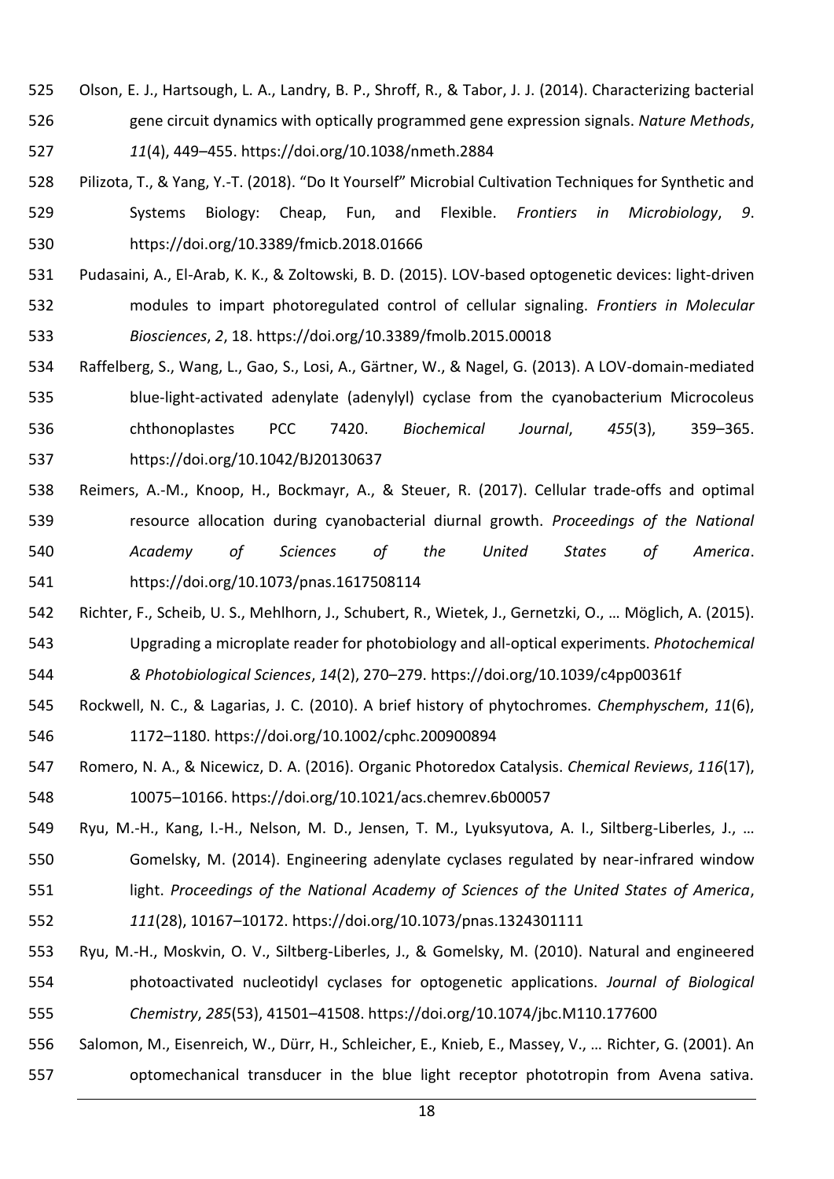Olson, E. J., Hartsough, L. A., Landry, B. P., Shroff, R., & Tabor, J. J. (2014). Characterizing bacterial gene circuit dynamics with optically programmed gene expression signals. *Nature Methods*, *11*(4), 449–455. https://doi.org/10.1038/nmeth.2884

Pilizota, T., & Yang, Y.-T. (2018). "Do It Yourself" Microbial Cultivation Techniques for Synthetic and Systems Biology: Cheap, Fun, and Flexible. *Frontiers in Microbiology*, *9*. https://doi.org/10.3389/fmicb.2018.01666

Pudasaini, A., El-Arab, K. K., & Zoltowski, B. D. (2015). LOV-based optogenetic devices: light-driven modules to impart photoregulated control of cellular signaling. *Frontiers in Molecular Biosciences*, *2*, 18. https://doi.org/10.3389/fmolb.2015.00018

Raffelberg, S., Wang, L., Gao, S., Losi, A., Gärtner, W., & Nagel, G. (2013). A LOV-domain-mediated blue-light-activated adenylate (adenylyl) cyclase from the cyanobacterium Microcoleus chthonoplastes PCC 7420. *Biochemical Journal*, *455*(3), 359–365. https://doi.org/10.1042/BJ20130637

Reimers, A.-M., Knoop, H., Bockmayr, A., & Steuer, R. (2017). Cellular trade-offs and optimal resource allocation during cyanobacterial diurnal growth. *Proceedings of the National Academy of Sciences of the United States of America*. https://doi.org/10.1073/pnas.1617508114

Richter, F., Scheib, U. S., Mehlhorn, J., Schubert, R., Wietek, J., Gernetzki, O., … Möglich, A. (2015). Upgrading a microplate reader for photobiology and all-optical experiments. *Photochemical & Photobiological Sciences*, *14*(2), 270–279. https://doi.org/10.1039/c4pp00361f

Rockwell, N. C., & Lagarias, J. C. (2010). A brief history of phytochromes. *Chemphyschem*, *11*(6), 1172–1180. https://doi.org/10.1002/cphc.200900894

Romero, N. A., & Nicewicz, D. A. (2016). Organic Photoredox Catalysis. *Chemical Reviews*, *116*(17), 10075–10166. https://doi.org/10.1021/acs.chemrev.6b00057

Ryu, M.-H., Kang, I.-H., Nelson, M. D., Jensen, T. M., Lyuksyutova, A. I., Siltberg-Liberles, J., … Gomelsky, M. (2014). Engineering adenylate cyclases regulated by near-infrared window light. *Proceedings of the National Academy of Sciences of the United States of America*, *111*(28), 10167–10172. https://doi.org/10.1073/pnas.1324301111

Ryu, M.-H., Moskvin, O. V., Siltberg-Liberles, J., & Gomelsky, M. (2010). Natural and engineered photoactivated nucleotidyl cyclases for optogenetic applications. *Journal of Biological Chemistry*, *285*(53), 41501–41508. https://doi.org/10.1074/jbc.M110.177600

Salomon, M., Eisenreich, W., Dürr, H., Schleicher, E., Knieb, E., Massey, V., … Richter, G. (2001). An optomechanical transducer in the blue light receptor phototropin from Avena sativa.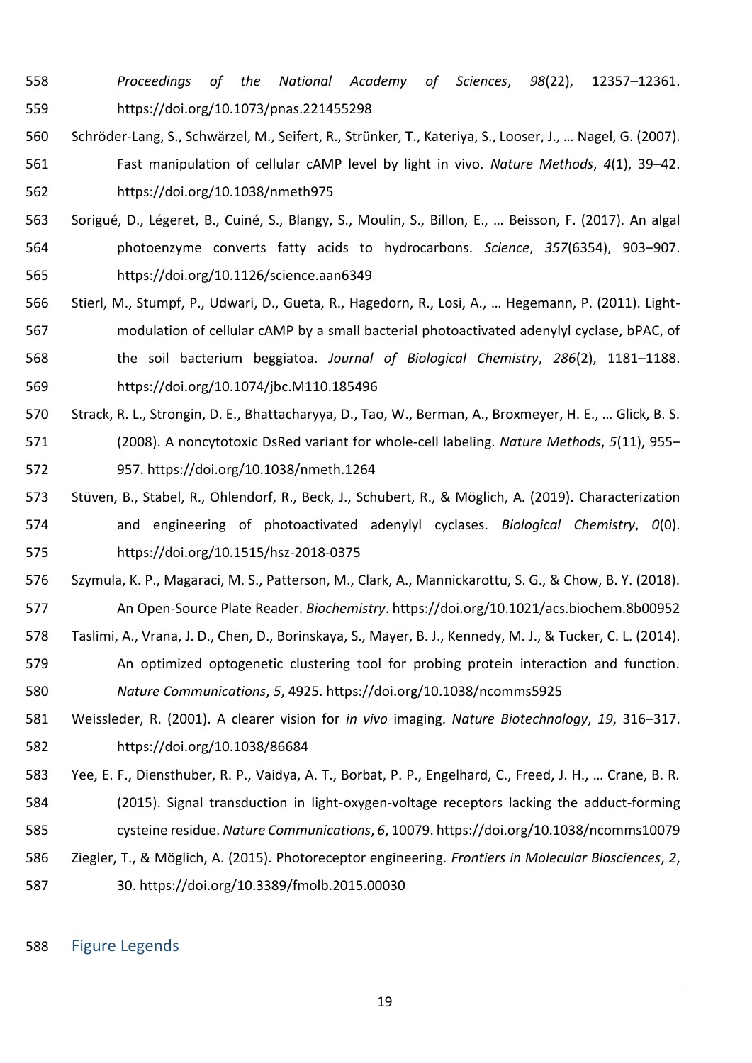Proceedings of the National Academy of Sciences*, *98*(22), 12357–12361. https://doi.org/10.1073/pnas.221455298

Schröder-Lang, S., Schwärzel, M., Seifert, R., Strünker, T., Kateriya, S., Looser, J., … Nagel, G. (2007). Fast manipulation of cellular cAMP level by light in vivo. *Nature Methods*, *4*(1), 39–42. https://doi.org/10.1038/nmeth975

Sorigué, D., Légeret, B., Cuiné, S., Blangy, S., Moulin, S., Billon, E., … Beisson, F. (2017). An algal photoenzyme converts fatty acids to hydrocarbons. *Science*, *357*(6354), 903–907. https://doi.org/10.1126/science.aan6349

Stierl, M., Stumpf, P., Udwari, D., Gueta, R., Hagedorn, R., Losi, A., … Hegemann, P. (2011). Light-modulation of cellular cAMP by a small bacterial photoactivated adenylyl cyclase, bPAC, of the soil bacterium beggiatoa. *Journal of Biological Chemistry*, *286*(2), 1181–1188. https://doi.org/10.1074/jbc.M110.185496

Strack, R. L., Strongin, D. E., Bhattacharyya, D., Tao, W., Berman, A., Broxmeyer, H. E., … Glick, B. S. (2008). A noncytotoxic DsRed variant for whole-cell labeling. *Nature Methods*, *5*(11), 955–957. https://doi.org/10.1038/nmeth.1264

Stüven, B., Stabel, R., Ohlendorf, R., Beck, J., Schubert, R., & Möglich, A. (2019). Characterization and engineering of photoactivated adenylyl cyclases. *Biological Chemistry*, *0*(0). https://doi.org/10.1515/hsz-2018-0375

Szymula, K. P., Magaraci, M. S., Patterson, M., Clark, A., Mannickarottu, S. G., & Chow, B. Y. (2018). An Open-Source Plate Reader. *Biochemistry*. https://doi.org/10.1021/acs.biochem.8b00952

Taslimi, A., Vrana, J. D., Chen, D., Borinskaya, S., Mayer, B. J., Kennedy, M. J., & Tucker, C. L. (2014). An optimized optogenetic clustering tool for probing protein interaction and function. *Nature Communications*, *5*, 4925. https://doi.org/10.1038/ncomms5925

Weissleder, R. (2001). A clearer vision for *in vivo* imaging. *Nature Biotechnology*, *19*, 316–317. https://doi.org/10.1038/86684

Yee, E. F., Diensthuber, R. P., Vaidya, A. T., Borbat, P. P., Engelhard, C., Freed, J. H., … Crane, B. R. (2015). Signal transduction in light-oxygen-voltage receptors lacking the adduct-forming cysteine residue. *Nature Communications*, *6*, 10079. https://doi.org/10.1038/ncomms10079

Ziegler, T., & Möglich, A. (2015). Photoreceptor engineering. *Frontiers in Molecular Biosciences*, *2*, 30. https://doi.org/10.3389/fmolb.2015.00030

## Figure Legends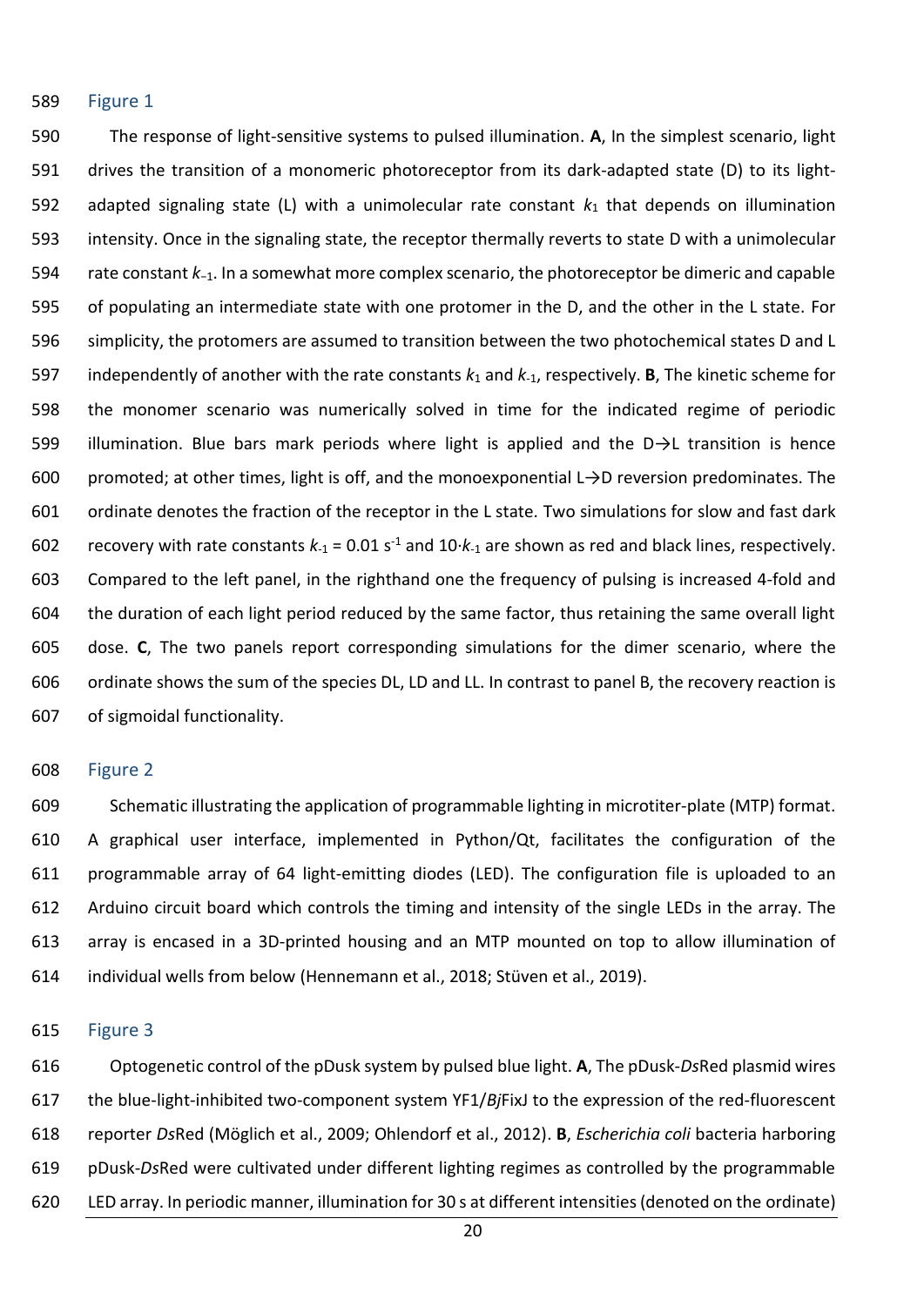## Figure 1

The response of light-sensitive systems to pulsed illumination. **A**, In the simplest scenario, light drives the transition of a monomeric photoreceptor from its dark-adapted state (D) to its light-adapted signaling state (L) with a unimolecular rate constant $k_1$ that depends on illumination intensity. Once in the signaling state, the receptor thermally reverts to state D with a unimolecular rate constant $k_{-1}$. In a somewhat more complex scenario, the photoreceptor be dimeric and capable of populating an intermediate state with one protomer in the D, and the other in the L state. For simplicity, the protomers are assumed to transition between the two photochemical states D and L independently of another with the rate constants $k_1$ and $k_{-1}$, respectively. **B**, The kinetic scheme for the monomer scenario was numerically solved in time for the indicated regime of periodic illumination. Blue bars mark periods where light is applied and the D→L transition is hence promoted; at other times, light is off, and the monoexponential L→D reversion predominates. The ordinate denotes the fraction of the receptor in the L state. Two simulations for slow and fast dark recovery with rate constants $k_{-1} = 0.01\ s^{-1}$ and $10 \cdot k_{-1}$ are shown as red and black lines, respectively. Compared to the left panel, in the righthand one the frequency of pulsing is increased 4-fold and the duration of each light period reduced by the same factor, thus retaining the same overall light dose. **C**, The two panels report corresponding simulations for the dimer scenario, where the ordinate shows the sum of the species DL, LD and LL. In contrast to panel B, the recovery reaction is of sigmoidal functionality.

## Figure 2

Schematic illustrating the application of programmable lighting in microtiter-plate (MTP) format. A graphical user interface, implemented in Python/Qt, facilitates the configuration of the programmable array of 64 light-emitting diodes (LED). The configuration file is uploaded to an Arduino circuit board which controls the timing and intensity of the single LEDs in the array. The array is encased in a 3D-printed housing and an MTP mounted on top to allow illumination of individual wells from below (Hennemann et al., 2018; Stüven et al., 2019).

## Figure 3

Optogenetic control of the pDusk system by pulsed blue light. **A**, The pDusk-*Ds*Red plasmid wires the blue-light-inhibited two-component system YF1/*Bj*FixJ to the expression of the red-fluorescent reporter *Ds*Red (Möglich et al., 2009; Ohlendorf et al., 2012). **B**, *Escherichia coli* bacteria harboring pDusk-*Ds*Red were cultivated under different lighting regimes as controlled by the programmable LED array. In periodic manner, illumination for 30 s at different intensities (denoted on the ordinate)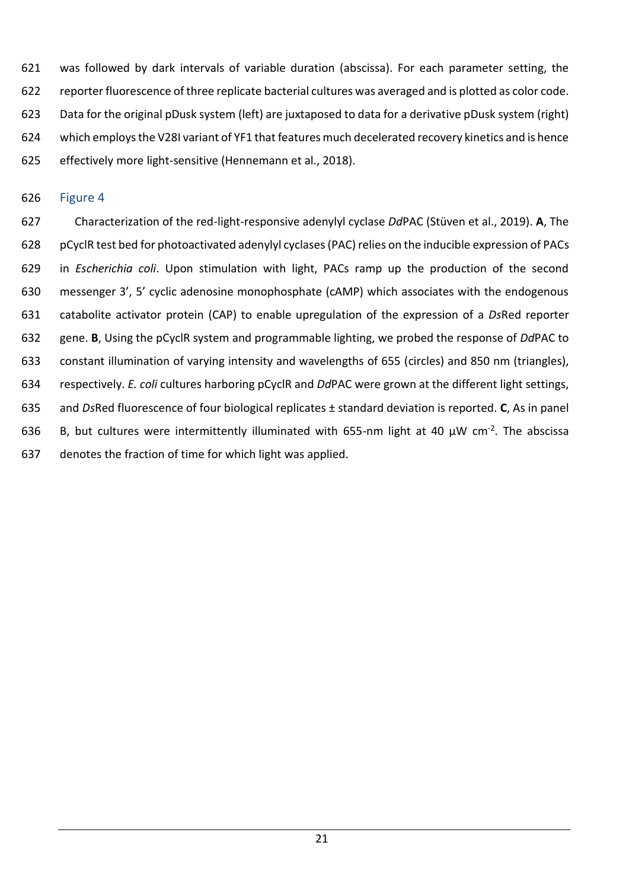was followed by dark intervals of variable duration (abscissa). For each parameter setting, the reporter fluorescence of three replicate bacterial cultures was averaged and is plotted as color code. Data for the original pDusk system (left) are juxtaposed to data for a derivative pDusk system (right) which employs the V28I variant of YF1 that features much decelerated recovery kinetics and is hence effectively more light-sensitive (Hennemann et al., 2018).

## Figure 4

Characterization of the red-light-responsive adenylyl cyclase *Dd*PAC (Stüven et al., 2019). **A**, The pCyclR test bed for photoactivated adenylyl cyclases (PAC) relies on the inducible expression of PACs in *Escherichia coli*. Upon stimulation with light, PACs ramp up the production of the second messenger 3', 5' cyclic adenosine monophosphate (cAMP) which associates with the endogenous catabolite activator protein (CAP) to enable upregulation of the expression of a *Ds*Red reporter gene. **B**, Using the pCyclR system and programmable lighting, we probed the response of *Dd*PAC to constant illumination of varying intensity and wavelengths of 655 (circles) and 850 nm (triangles), respectively. *E. coli* cultures harboring pCyclR and *Dd*PAC were grown at the different light settings, and *Ds*Red fluorescence of four biological replicates ± standard deviation is reported. **C**, As in panel B, but cultures were intermittently illuminated with 655-nm light at 40 µW $cm^{-2}$. The abscissa denotes the fraction of time for which light was applied.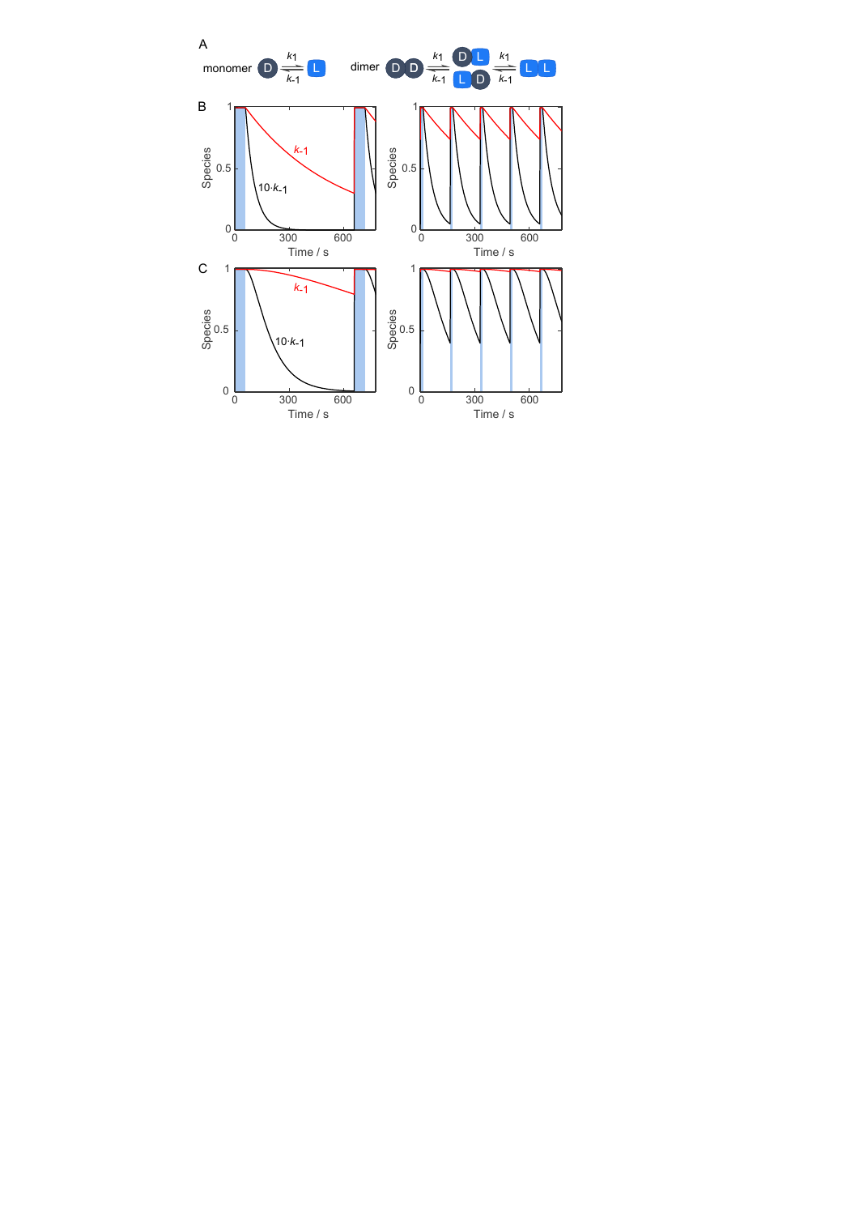A

monomer D $\underset{k_{-1}}{\overset{k_1}{\rightleftharpoons}}$ L

dimer DD $\underset{k_{-1}}{\overset{k_1}{\rightleftharpoons}}$ DL / LD $\underset{k_{-1}}{\overset{k_1}{\rightleftharpoons}}$ LL

B

Species (0, 0.5, 1) vs. Time / s (0, 300, 600); curves labeled $k_{-1}$ and $10 \cdot k_{-1}$

C

Species (0, 0.5, 1) vs. Time / s (0, 300, 600); curves labeled $k_{-1}$ and $10 \cdot k_{-1}$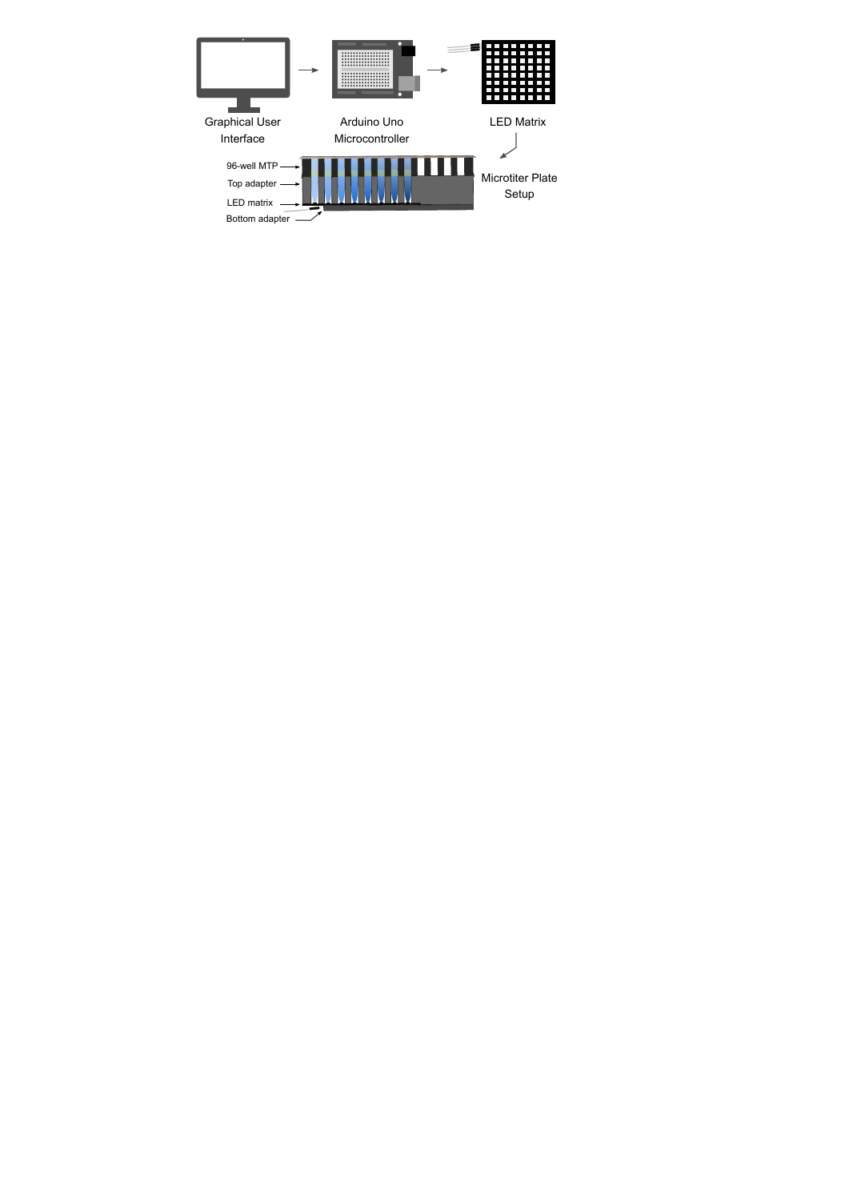Graphical User Interface → Arduino Uno Microcontroller → LED Matrix

Microtiter Plate Setup

96-well MTP

Top adapter

LED matrix

Bottom adapter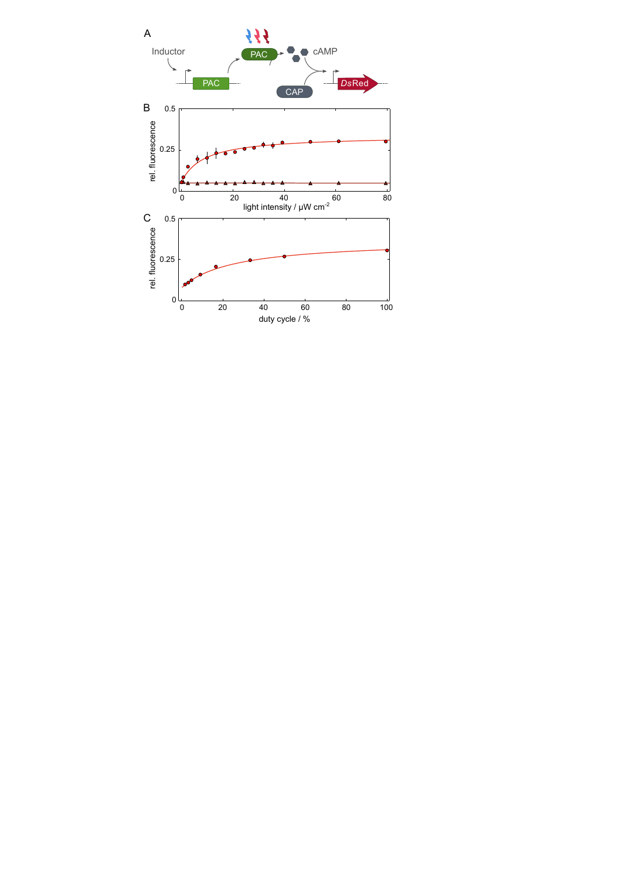A

Inductor

PAC

PAC

cAMP

CAP

*Ds*Red

B

0.5

0.25

0

rel. fluorescence

0

20

40

60

80

light intensity / μW cm$^{-2}$

C

0.5

0.25

0

rel. fluorescence

0

20

40

60

80

100

duty cycle / %